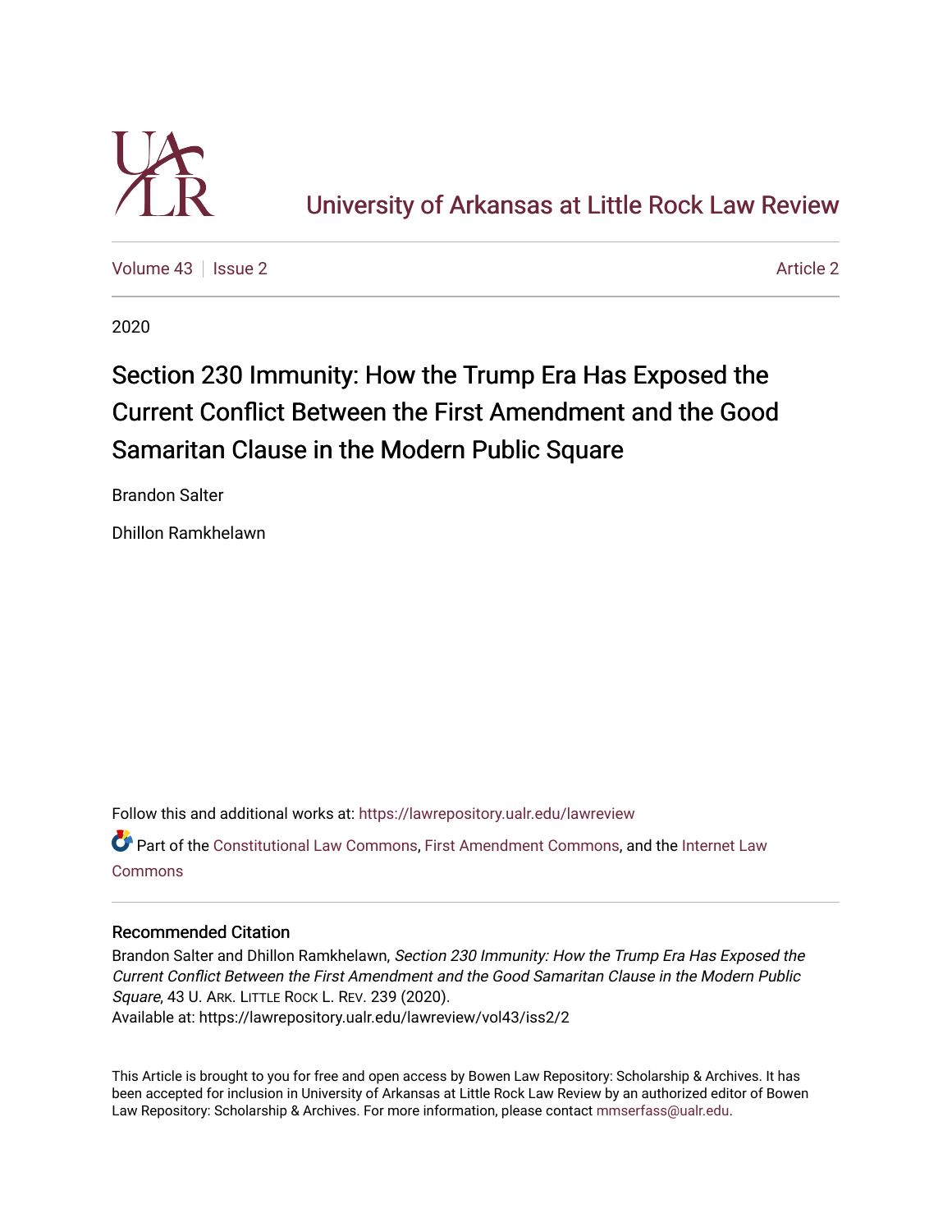University of Arkansas at Little Rock Law Review

Volume 43 | Issue 2 — Article 2

2020

# Section 230 Immunity: How the Trump Era Has Exposed the Current Conflict Between the First Amendment and the Good Samaritan Clause in the Modern Public Square

Brandon Salter

Dhillon Ramkhelawn

Follow this and additional works at: https://lawrepository.ualr.edu/lawreview

Part of the Constitutional Law Commons, First Amendment Commons, and the Internet Law Commons

### Recommended Citation

Brandon Salter and Dhillon Ramkhelawn, *Section 230 Immunity: How the Trump Era Has Exposed the Current Conflict Between the First Amendment and the Good Samaritan Clause in the Modern Public Square*, 43 U. ARK. LITTLE ROCK L. REV. 239 (2020).
Available at: https://lawrepository.ualr.edu/lawreview/vol43/iss2/2

This Article is brought to you for free and open access by Bowen Law Repository: Scholarship & Archives. It has been accepted for inclusion in University of Arkansas at Little Rock Law Review by an authorized editor of Bowen Law Repository: Scholarship & Archives. For more information, please contact mmserfass@ualr.edu.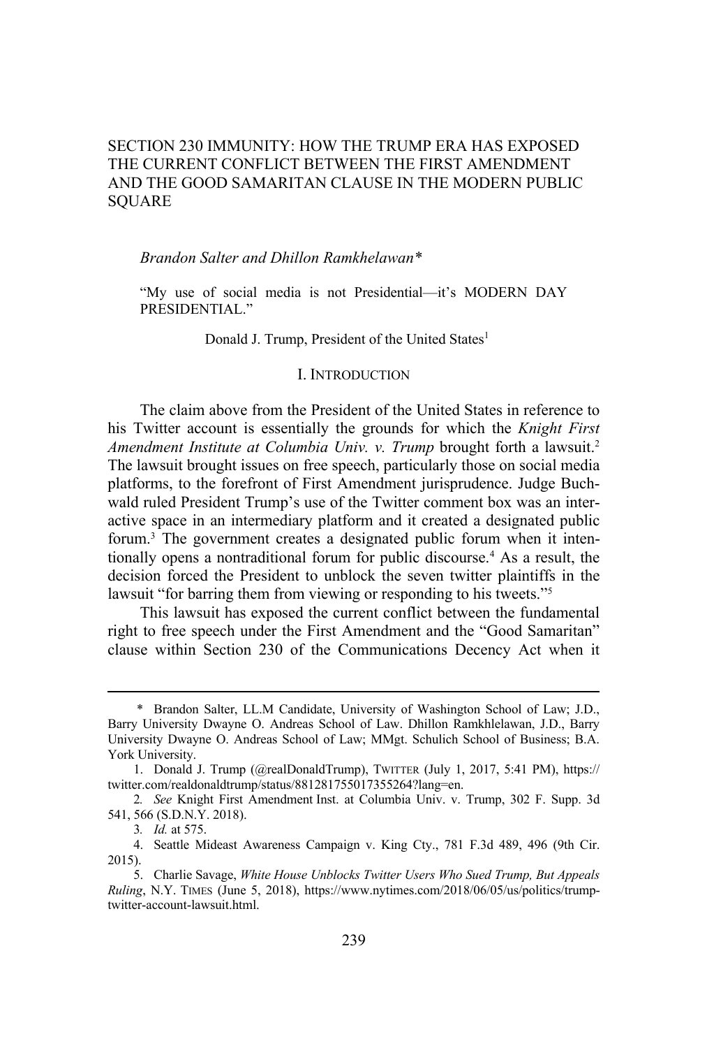SECTION 230 IMMUNITY: HOW THE TRUMP ERA HAS EXPOSED THE CURRENT CONFLICT BETWEEN THE FIRST AMENDMENT AND THE GOOD SAMARITAN CLAUSE IN THE MODERN PUBLIC SQUARE

*Brandon Salter and Dhillon Ramkhelawan\**

> "My use of social media is not Presidential—it's MODERN DAY PRESIDENTIAL."
>
> Donald J. Trump, President of the United States[1]

## I. INTRODUCTION

The claim above from the President of the United States in reference to his Twitter account is essentially the grounds for which the *Knight First Amendment Institute at Columbia Univ. v. Trump* brought forth a lawsuit.[2] The lawsuit brought issues on free speech, particularly those on social media platforms, to the forefront of First Amendment jurisprudence. Judge Buchwald ruled President Trump's use of the Twitter comment box was an interactive space in an intermediary platform and it created a designated public forum.[3] The government creates a designated public forum when it intentionally opens a nontraditional forum for public discourse.[4] As a result, the decision forced the President to unblock the seven twitter plaintiffs in the lawsuit "for barring them from viewing or responding to his tweets."[5]

This lawsuit has exposed the current conflict between the fundamental right to free speech under the First Amendment and the "Good Samaritan" clause within Section 230 of the Communications Decency Act when it

---

\* Brandon Salter, LL.M Candidate, University of Washington School of Law; J.D., Barry University Dwayne O. Andreas School of Law. Dhillon Ramkhlelawan, J.D., Barry University Dwayne O. Andreas School of Law; MMgt. Schulich School of Business; B.A. York University.

1. Donald J. Trump (@realDonaldTrump), TWITTER (July 1, 2017, 5:41 PM), https://twitter.com/realdonaldtrump/status/881281755017355264?lang=en.

2. *See* Knight First Amendment Inst. at Columbia Univ. v. Trump, 302 F. Supp. 3d 541, 566 (S.D.N.Y. 2018).

3. *Id.* at 575.

4. Seattle Mideast Awareness Campaign v. King Cty., 781 F.3d 489, 496 (9th Cir. 2015).

5. Charlie Savage, *White House Unblocks Twitter Users Who Sued Trump, But Appeals Ruling*, N.Y. TIMES (June 5, 2018), https://www.nytimes.com/2018/06/05/us/politics/trump-twitter-account-lawsuit.html.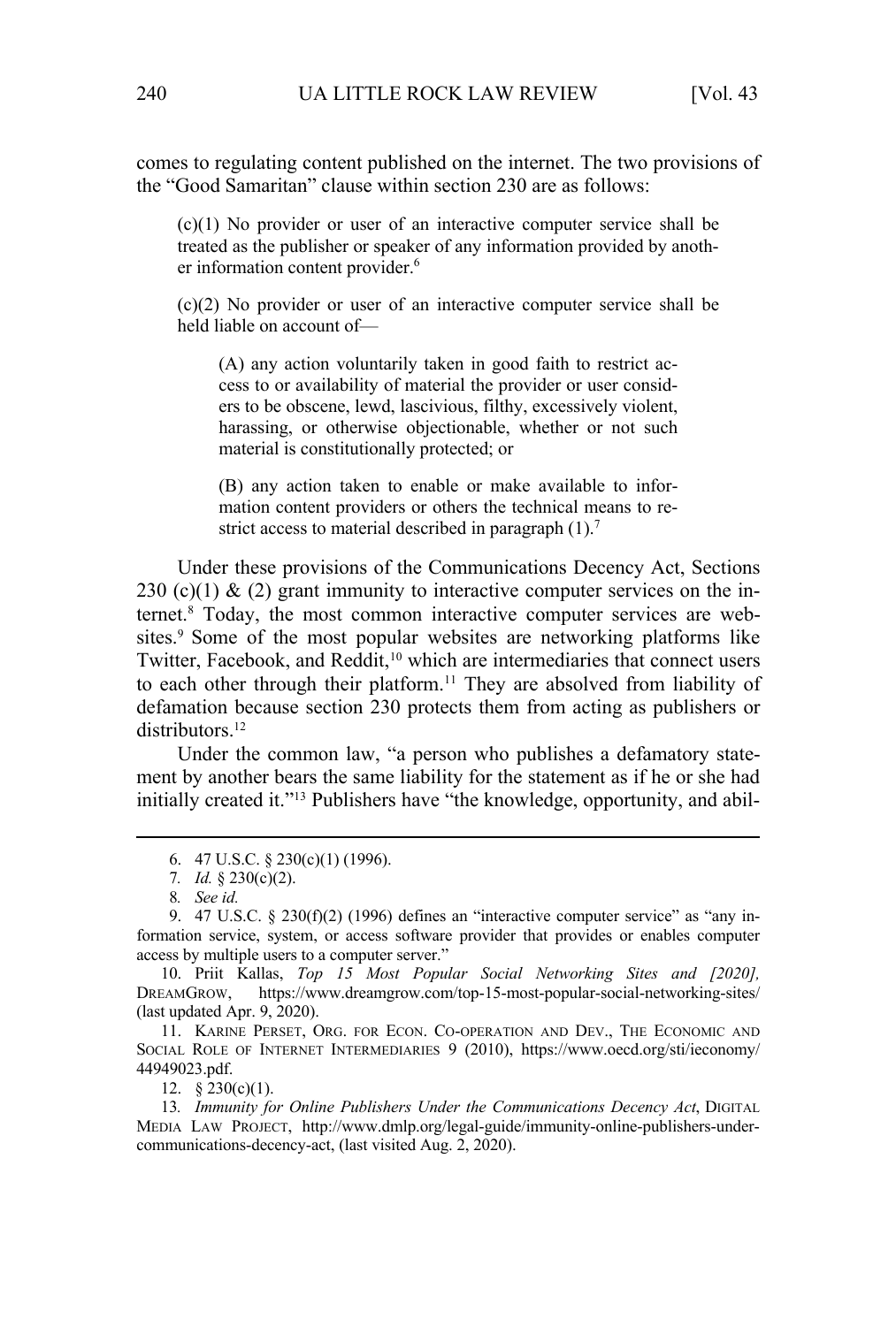comes to regulating content published on the internet. The two provisions of the "Good Samaritan" clause within section 230 are as follows:

> (c)(1) No provider or user of an interactive computer service shall be treated as the publisher or speaker of any information provided by another information content provider.[6]
>
> (c)(2) No provider or user of an interactive computer service shall be held liable on account of—
>
>> (A) any action voluntarily taken in good faith to restrict access to or availability of material the provider or user considers to be obscene, lewd, lascivious, filthy, excessively violent, harassing, or otherwise objectionable, whether or not such material is constitutionally protected; or
>>
>> (B) any action taken to enable or make available to information content providers or others the technical means to restrict access to material described in paragraph (1).[7]

Under these provisions of the Communications Decency Act, Sections 230 (c)(1) & (2) grant immunity to interactive computer services on the internet.[8] Today, the most common interactive computer services are websites.[9] Some of the most popular websites are networking platforms like Twitter, Facebook, and Reddit,[10] which are intermediaries that connect users to each other through their platform.[11] They are absolved from liability of defamation because section 230 protects them from acting as publishers or distributors.[12]

Under the common law, "a person who publishes a defamatory statement by another bears the same liability for the statement as if he or she had initially created it."[13] Publishers have "the knowledge, opportunity, and abil-

---

6. 47 U.S.C. § 230(c)(1) (1996).

7. *Id.* § 230(c)(2).

8. *See id.*

9. 47 U.S.C. § 230(f)(2) (1996) defines an "interactive computer service" as "any information service, system, or access software provider that provides or enables computer access by multiple users to a computer server."

10. Priit Kallas, *Top 15 Most Popular Social Networking Sites and [2020],* DREAMGROW, https://www.dreamgrow.com/top-15-most-popular-social-networking-sites/ (last updated Apr. 9, 2020).

11. KARINE PERSET, ORG. FOR ECON. CO-OPERATION AND DEV., THE ECONOMIC AND SOCIAL ROLE OF INTERNET INTERMEDIARIES 9 (2010), https://www.oecd.org/sti/ieconomy/44949023.pdf.

12. § 230(c)(1).

13. *Immunity for Online Publishers Under the Communications Decency Act*, DIGITAL MEDIA LAW PROJECT, http://www.dmlp.org/legal-guide/immunity-online-publishers-under-communications-decency-act, (last visited Aug. 2, 2020).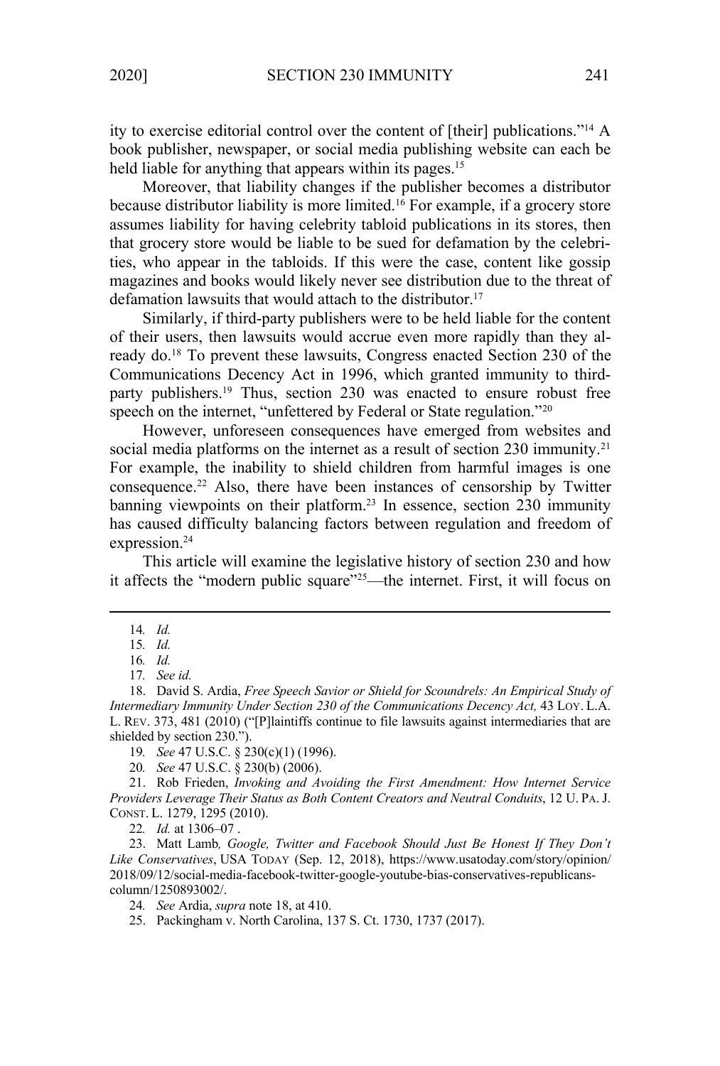ity to exercise editorial control over the content of [their] publications."[14] A book publisher, newspaper, or social media publishing website can each be held liable for anything that appears within its pages.[15]

Moreover, that liability changes if the publisher becomes a distributor because distributor liability is more limited.[16] For example, if a grocery store assumes liability for having celebrity tabloid publications in its stores, then that grocery store would be liable to be sued for defamation by the celebrities, who appear in the tabloids. If this were the case, content like gossip magazines and books would likely never see distribution due to the threat of defamation lawsuits that would attach to the distributor.[17]

Similarly, if third-party publishers were to be held liable for the content of their users, then lawsuits would accrue even more rapidly than they already do.[18] To prevent these lawsuits, Congress enacted Section 230 of the Communications Decency Act in 1996, which granted immunity to third-party publishers.[19] Thus, section 230 was enacted to ensure robust free speech on the internet, "unfettered by Federal or State regulation."[20]

However, unforeseen consequences have emerged from websites and social media platforms on the internet as a result of section 230 immunity.[21] For example, the inability to shield children from harmful images is one consequence.[22] Also, there have been instances of censorship by Twitter banning viewpoints on their platform.[23] In essence, section 230 immunity has caused difficulty balancing factors between regulation and freedom of expression.[24]

This article will examine the legislative history of section 230 and how it affects the "modern public square"[25]—the internet. First, it will focus on

---

14. *Id.*

15. *Id.*

16. *Id.*

17. *See id.*

18. David S. Ardia, *Free Speech Savior or Shield for Scoundrels: An Empirical Study of Intermediary Immunity Under Section 230 of the Communications Decency Act,* 43 LOY. L.A. L. REV. 373, 481 (2010) ("[P]laintiffs continue to file lawsuits against intermediaries that are shielded by section 230.").

19. *See* 47 U.S.C. § 230(c)(1) (1996).

20. *See* 47 U.S.C. § 230(b) (2006).

21. Rob Frieden, *Invoking and Avoiding the First Amendment: How Internet Service Providers Leverage Their Status as Both Content Creators and Neutral Conduits*, 12 U. PA. J. CONST. L. 1279, 1295 (2010).

22. *Id.* at 1306–07 .

23. Matt Lamb*, Google, Twitter and Facebook Should Just Be Honest If They Don't Like Conservatives*, USA TODAY (Sep. 12, 2018), https://www.usatoday.com/story/opinion/2018/09/12/social-media-facebook-twitter-google-youtube-bias-conservatives-republicans-column/1250893002/.

24. *See* Ardia, *supra* note 18, at 410.

25. Packingham v. North Carolina, 137 S. Ct. 1730, 1737 (2017).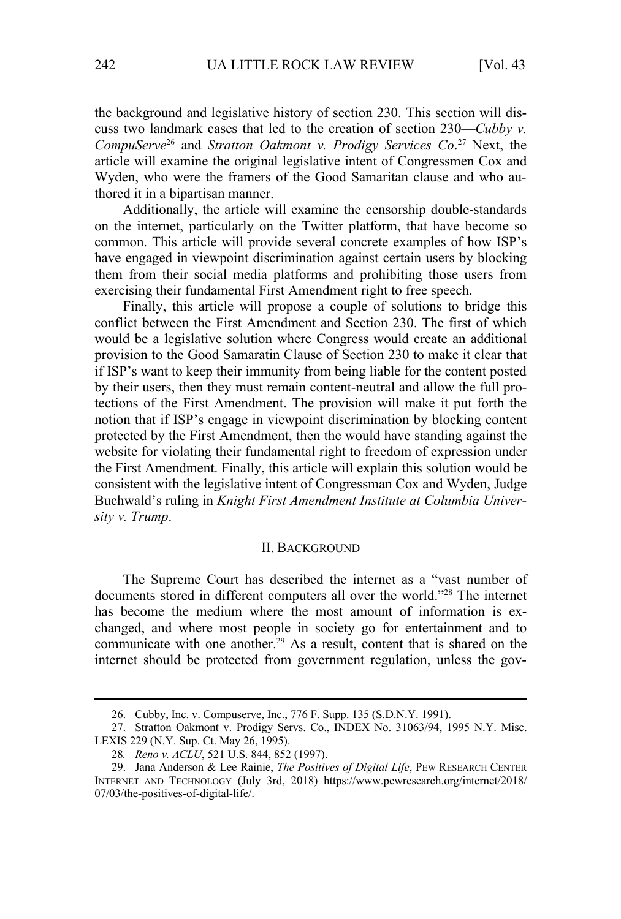the background and legislative history of section 230. This section will discuss two landmark cases that led to the creation of section 230—*Cubby v. CompuServe*[26] and *Stratton Oakmont v. Prodigy Services Co*.[27] Next, the article will examine the original legislative intent of Congressmen Cox and Wyden, who were the framers of the Good Samaritan clause and who authored it in a bipartisan manner.

Additionally, the article will examine the censorship double-standards on the internet, particularly on the Twitter platform, that have become so common. This article will provide several concrete examples of how ISP's have engaged in viewpoint discrimination against certain users by blocking them from their social media platforms and prohibiting those users from exercising their fundamental First Amendment right to free speech.

Finally, this article will propose a couple of solutions to bridge this conflict between the First Amendment and Section 230. The first of which would be a legislative solution where Congress would create an additional provision to the Good Samaratin Clause of Section 230 to make it clear that if ISP's want to keep their immunity from being liable for the content posted by their users, then they must remain content-neutral and allow the full protections of the First Amendment. The provision will make it put forth the notion that if ISP's engage in viewpoint discrimination by blocking content protected by the First Amendment, then the would have standing against the website for violating their fundamental right to freedom of expression under the First Amendment. Finally, this article will explain this solution would be consistent with the legislative intent of Congressman Cox and Wyden, Judge Buchwald's ruling in *Knight First Amendment Institute at Columbia University v. Trump*.

## II. BACKGROUND

The Supreme Court has described the internet as a "vast number of documents stored in different computers all over the world."[28] The internet has become the medium where the most amount of information is exchanged, and where most people in society go for entertainment and to communicate with one another.[29] As a result, content that is shared on the internet should be protected from government regulation, unless the gov-

---

26. Cubby, Inc. v. Compuserve, Inc., 776 F. Supp. 135 (S.D.N.Y. 1991).

27. Stratton Oakmont v. Prodigy Servs. Co., INDEX No. 31063/94, 1995 N.Y. Misc. LEXIS 229 (N.Y. Sup. Ct. May 26, 1995).

28. *Reno v. ACLU*, 521 U.S. 844, 852 (1997).

29. Jana Anderson & Lee Rainie, *The Positives of Digital Life*, PEW RESEARCH CENTER INTERNET AND TECHNOLOGY (July 3rd, 2018) https://www.pewresearch.org/internet/2018/07/03/the-positives-of-digital-life/.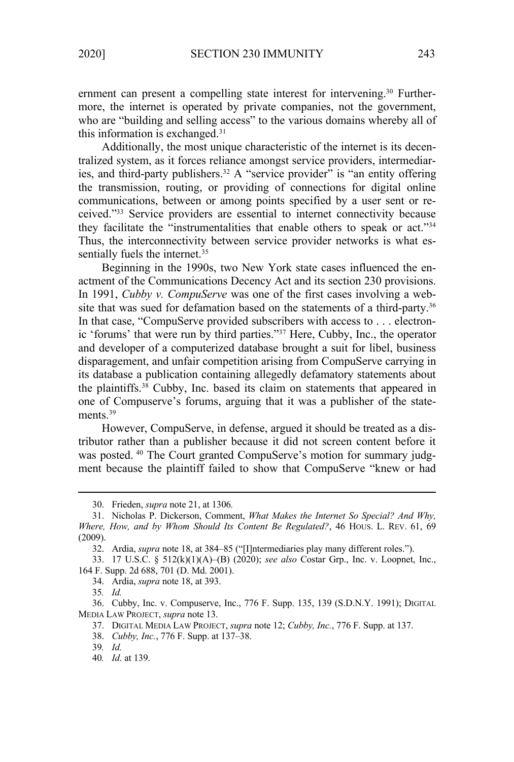ernment can present a compelling state interest for intervening.[30] Furthermore, the internet is operated by private companies, not the government, who are "building and selling access" to the various domains whereby all of this information is exchanged.[31]

Additionally, the most unique characteristic of the internet is its decentralized system, as it forces reliance amongst service providers, intermediaries, and third-party publishers.[32] A "service provider" is "an entity offering the transmission, routing, or providing of connections for digital online communications, between or among points specified by a user sent or received."[33] Service providers are essential to internet connectivity because they facilitate the "instrumentalities that enable others to speak or act."[34] Thus, the interconnectivity between service provider networks is what essentially fuels the internet.[35]

Beginning in the 1990s, two New York state cases influenced the enactment of the Communications Decency Act and its section 230 provisions. In 1991, *Cubby v. CompuServe* was one of the first cases involving a website that was sued for defamation based on the statements of a third-party.[36] In that case, "CompuServe provided subscribers with access to . . . electronic 'forums' that were run by third parties."[37] Here, Cubby, Inc., the operator and developer of a computerized database brought a suit for libel, business disparagement, and unfair competition arising from CompuServe carrying in its database a publication containing allegedly defamatory statements about the plaintiffs.[38] Cubby, Inc. based its claim on statements that appeared in one of Compuserve's forums, arguing that it was a publisher of the statements.[39]

However, CompuServe, in defense, argued it should be treated as a distributor rather than a publisher because it did not screen content before it was posted.[40] The Court granted CompuServe's motion for summary judgment because the plaintiff failed to show that CompuServe "knew or had

---

30. Frieden, *supra* note 21, at 1306.

31. Nicholas P. Dickerson, Comment, *What Makes the Internet So Special? And Why, Where, How, and by Whom Should Its Content Be Regulated?*, 46 HOUS. L. REV. 61, 69 (2009).

32. Ardia, *supra* note 18, at 384–85 ("[I]ntermediaries play many different roles.").

33. 17 U.S.C. § 512(k)(1)(A)–(B) (2020); *see also* Costar Grp., Inc. v. Loopnet, Inc., 164 F. Supp. 2d 688, 701 (D. Md. 2001).

34. Ardia, *supra* note 18, at 393.

35. *Id.*

36. Cubby, Inc. v. Compuserve, Inc., 776 F. Supp. 135, 139 (S.D.N.Y. 1991); DIGITAL MEDIA LAW PROJECT, *supra* note 13.

37. DIGITAL MEDIA LAW PROJECT, *supra* note 12; *Cubby, Inc.*, 776 F. Supp. at 137.

38. *Cubby, Inc.*, 776 F. Supp. at 137–38.

39. *Id.*

40. *Id*. at 139.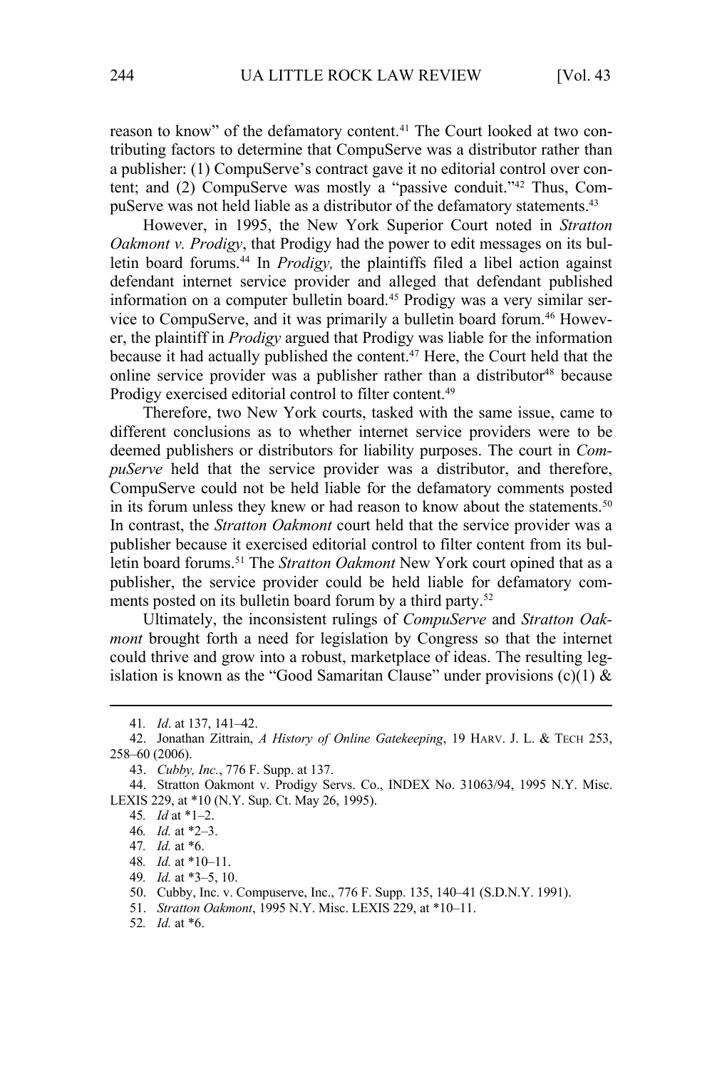reason to know" of the defamatory content.[41] The Court looked at two contributing factors to determine that CompuServe was a distributor rather than a publisher: (1) CompuServe's contract gave it no editorial control over content; and (2) CompuServe was mostly a "passive conduit."[42] Thus, CompuServe was not held liable as a distributor of the defamatory statements.[43]

However, in 1995, the New York Superior Court noted in *Stratton Oakmont v. Prodigy*, that Prodigy had the power to edit messages on its bulletin board forums.[44] In *Prodigy,* the plaintiffs filed a libel action against defendant internet service provider and alleged that defendant published information on a computer bulletin board.[45] Prodigy was a very similar service to CompuServe, and it was primarily a bulletin board forum.[46] However, the plaintiff in *Prodigy* argued that Prodigy was liable for the information because it had actually published the content.[47] Here, the Court held that the online service provider was a publisher rather than a distributor[48] because Prodigy exercised editorial control to filter content.[49]

Therefore, two New York courts, tasked with the same issue, came to different conclusions as to whether internet service providers were to be deemed publishers or distributors for liability purposes. The court in *CompuServe* held that the service provider was a distributor, and therefore, CompuServe could not be held liable for the defamatory comments posted in its forum unless they knew or had reason to know about the statements.[50] In contrast, the *Stratton Oakmont* court held that the service provider was a publisher because it exercised editorial control to filter content from its bulletin board forums.[51] The *Stratton Oakmont* New York court opined that as a publisher, the service provider could be held liable for defamatory comments posted on its bulletin board forum by a third party.[52]

Ultimately, the inconsistent rulings of *CompuServe* and *Stratton Oakmont* brought forth a need for legislation by Congress so that the internet could thrive and grow into a robust, marketplace of ideas. The resulting legislation is known as the "Good Samaritan Clause" under provisions (c)(1) &

---

41. *Id*. at 137, 141–42.

42. Jonathan Zittrain, *A History of Online Gatekeeping*, 19 HARV. J. L. & TECH 253, 258–60 (2006).

43. *Cubby, Inc.*, 776 F. Supp. at 137.

44. Stratton Oakmont v. Prodigy Servs. Co., INDEX No. 31063/94, 1995 N.Y. Misc. LEXIS 229, at *10 (N.Y. Sup. Ct. May 26, 1995).

45. *Id* at *1–2.

46. *Id.* at *2–3.

47. *Id.* at *6.

48. *Id.* at *10–11.

49. *Id.* at *3–5, 10.

50. Cubby, Inc. v. Compuserve, Inc., 776 F. Supp. 135, 140–41 (S.D.N.Y. 1991).

51. *Stratton Oakmont*, 1995 N.Y. Misc. LEXIS 229, at *10–11.

52. *Id.* at *6.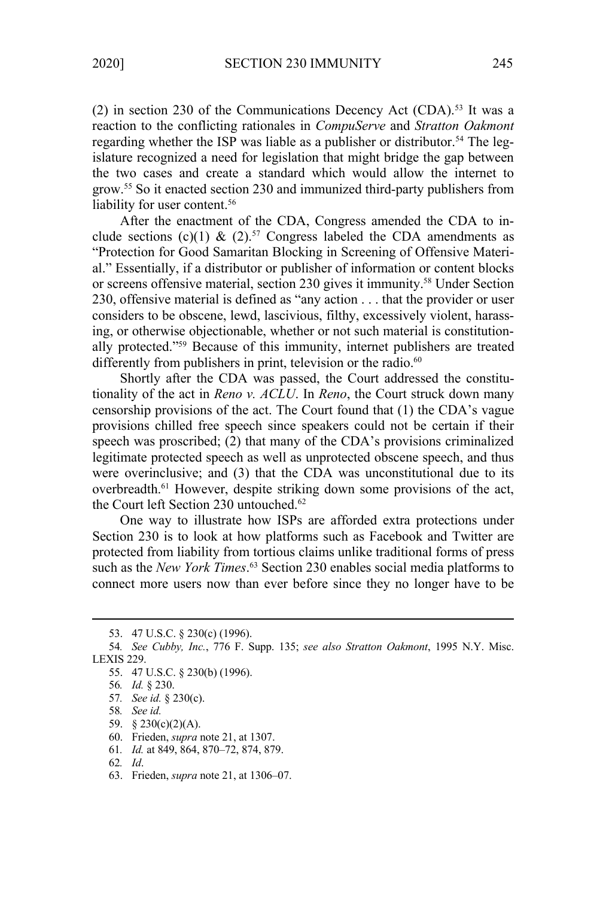(2) in section 230 of the Communications Decency Act (CDA).[53] It was a reaction to the conflicting rationales in *CompuServe* and *Stratton Oakmont* regarding whether the ISP was liable as a publisher or distributor.[54] The legislature recognized a need for legislation that might bridge the gap between the two cases and create a standard which would allow the internet to grow.[55] So it enacted section 230 and immunized third-party publishers from liability for user content.[56]

After the enactment of the CDA, Congress amended the CDA to include sections (c)(1) & (2).[57] Congress labeled the CDA amendments as "Protection for Good Samaritan Blocking in Screening of Offensive Material." Essentially, if a distributor or publisher of information or content blocks or screens offensive material, section 230 gives it immunity.[58] Under Section 230, offensive material is defined as "any action . . . that the provider or user considers to be obscene, lewd, lascivious, filthy, excessively violent, harassing, or otherwise objectionable, whether or not such material is constitutionally protected."[59] Because of this immunity, internet publishers are treated differently from publishers in print, television or the radio.[60]

Shortly after the CDA was passed, the Court addressed the constitutionality of the act in *Reno v. ACLU*. In *Reno*, the Court struck down many censorship provisions of the act. The Court found that (1) the CDA's vague provisions chilled free speech since speakers could not be certain if their speech was proscribed; (2) that many of the CDA's provisions criminalized legitimate protected speech as well as unprotected obscene speech, and thus were overinclusive; and (3) that the CDA was unconstitutional due to its overbreadth.[61] However, despite striking down some provisions of the act, the Court left Section 230 untouched.[62]

One way to illustrate how ISPs are afforded extra protections under Section 230 is to look at how platforms such as Facebook and Twitter are protected from liability from tortious claims unlike traditional forms of press such as the *New York Times*.[63] Section 230 enables social media platforms to connect more users now than ever before since they no longer have to be

---

53. 47 U.S.C. § 230(c) (1996).

54. *See Cubby, Inc.*, 776 F. Supp. 135; *see also Stratton Oakmont*, 1995 N.Y. Misc. LEXIS 229.

55. 47 U.S.C. § 230(b) (1996).

56. *Id.* § 230.

57. *See id.* § 230(c).

58. *See id.*

59. § 230(c)(2)(A).

60. Frieden, *supra* note 21, at 1307.

61. *Id.* at 849, 864, 870–72, 874, 879.

62. *Id*.

63. Frieden, *supra* note 21, at 1306–07.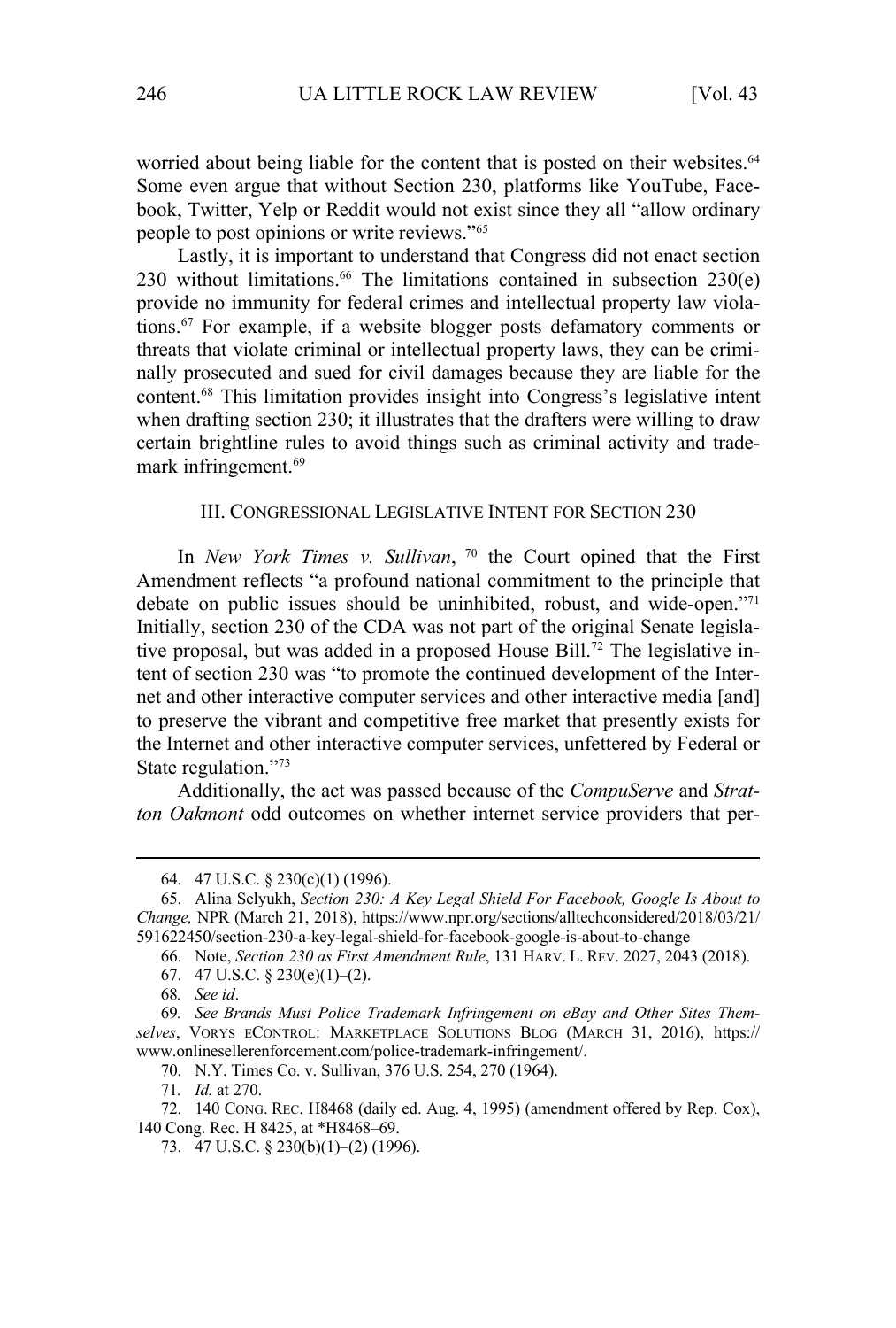worried about being liable for the content that is posted on their websites.[64] Some even argue that without Section 230, platforms like YouTube, Facebook, Twitter, Yelp or Reddit would not exist since they all "allow ordinary people to post opinions or write reviews."[65]

Lastly, it is important to understand that Congress did not enact section 230 without limitations.[66] The limitations contained in subsection 230(e) provide no immunity for federal crimes and intellectual property law violations.[67] For example, if a website blogger posts defamatory comments or threats that violate criminal or intellectual property laws, they can be criminally prosecuted and sued for civil damages because they are liable for the content.[68] This limitation provides insight into Congress's legislative intent when drafting section 230; it illustrates that the drafters were willing to draw certain brightline rules to avoid things such as criminal activity and trademark infringement.[69]

## III. CONGRESSIONAL LEGISLATIVE INTENT FOR SECTION 230

In *New York Times v. Sullivan*, [70] the Court opined that the First Amendment reflects "a profound national commitment to the principle that debate on public issues should be uninhibited, robust, and wide-open."[71] Initially, section 230 of the CDA was not part of the original Senate legislative proposal, but was added in a proposed House Bill.[72] The legislative intent of section 230 was "to promote the continued development of the Internet and other interactive computer services and other interactive media [and] to preserve the vibrant and competitive free market that presently exists for the Internet and other interactive computer services, unfettered by Federal or State regulation."[73]

Additionally, the act was passed because of the *CompuServe* and *Stratton Oakmont* odd outcomes on whether internet service providers that per-

---

64. 47 U.S.C. § 230(c)(1) (1996).

65. Alina Selyukh, *Section 230: A Key Legal Shield For Facebook, Google Is About to Change,* NPR (March 21, 2018), https://www.npr.org/sections/alltechconsidered/2018/03/21/591622450/section-230-a-key-legal-shield-for-facebook-google-is-about-to-change

66. Note, *Section 230 as First Amendment Rule*, 131 HARV. L. REV. 2027, 2043 (2018).

67. 47 U.S.C. § 230(e)(1)–(2).

68. *See id*.

69. *See Brands Must Police Trademark Infringement on eBay and Other Sites Themselves*, VORYS ECONTROL: MARKETPLACE SOLUTIONS BLOG (MARCH 31, 2016), https://www.onlinesellerenforcement.com/police-trademark-infringement/.

70. N.Y. Times Co. v. Sullivan, 376 U.S. 254, 270 (1964).

71. *Id.* at 270.

72. 140 CONG. REC. H8468 (daily ed. Aug. 4, 1995) (amendment offered by Rep. Cox), 140 Cong. Rec. H 8425, at *H8468–69.

73. 47 U.S.C. § 230(b)(1)–(2) (1996).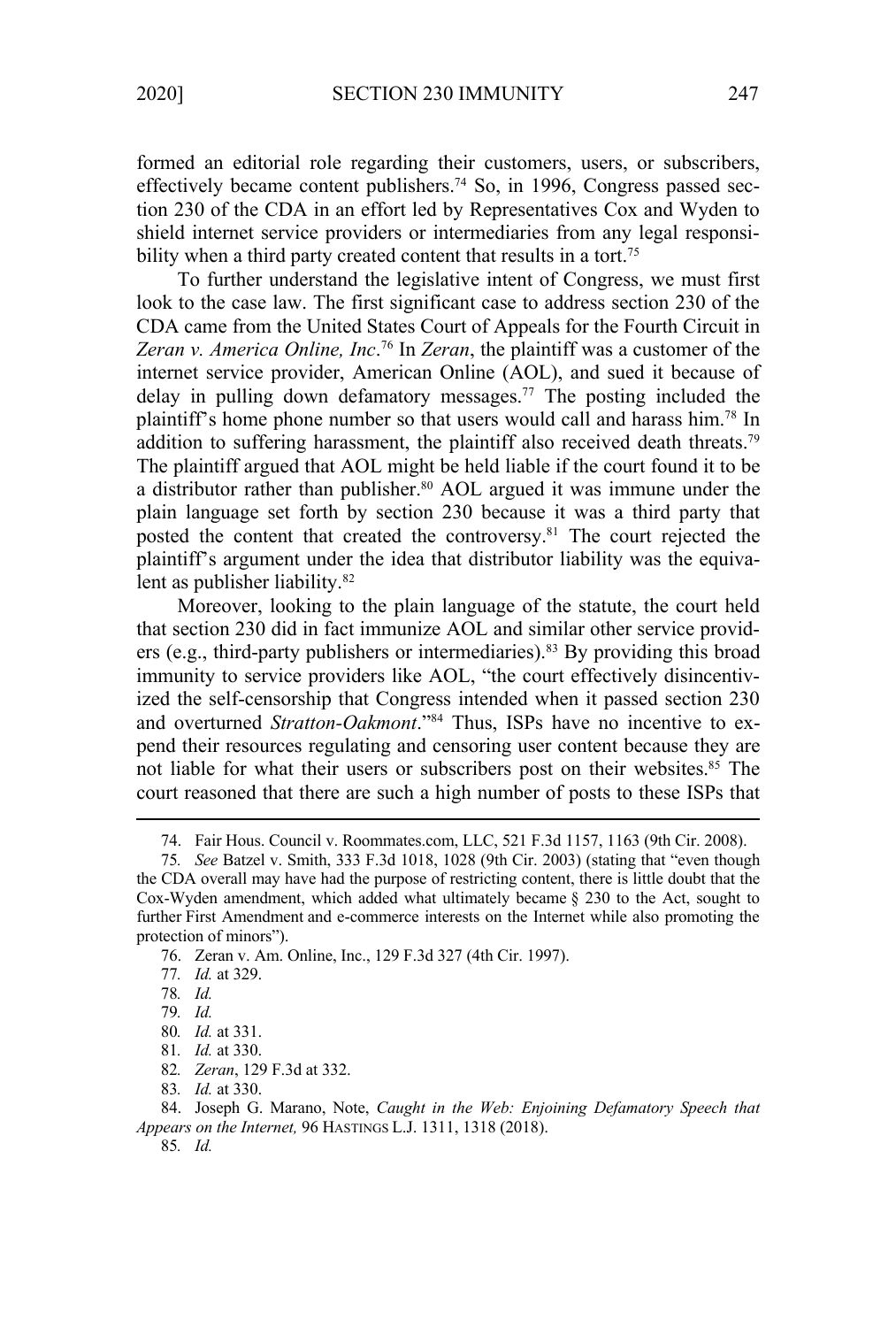formed an editorial role regarding their customers, users, or subscribers, effectively became content publishers.[74] So, in 1996, Congress passed section 230 of the CDA in an effort led by Representatives Cox and Wyden to shield internet service providers or intermediaries from any legal responsibility when a third party created content that results in a tort.[75]

To further understand the legislative intent of Congress, we must first look to the case law. The first significant case to address section 230 of the CDA came from the United States Court of Appeals for the Fourth Circuit in *Zeran v. America Online, Inc*.[76] In *Zeran*, the plaintiff was a customer of the internet service provider, American Online (AOL), and sued it because of delay in pulling down defamatory messages.[77] The posting included the plaintiff's home phone number so that users would call and harass him.[78] In addition to suffering harassment, the plaintiff also received death threats.[79] The plaintiff argued that AOL might be held liable if the court found it to be a distributor rather than publisher.[80] AOL argued it was immune under the plain language set forth by section 230 because it was a third party that posted the content that created the controversy.[81] The court rejected the plaintiff's argument under the idea that distributor liability was the equivalent as publisher liability.[82]

Moreover, looking to the plain language of the statute, the court held that section 230 did in fact immunize AOL and similar other service providers (e.g., third-party publishers or intermediaries).[83] By providing this broad immunity to service providers like AOL, "the court effectively disincentivized the self-censorship that Congress intended when it passed section 230 and overturned *Stratton-Oakmont*."[84] Thus, ISPs have no incentive to expend their resources regulating and censoring user content because they are not liable for what their users or subscribers post on their websites.[85] The court reasoned that there are such a high number of posts to these ISPs that

---

74. Fair Hous. Council v. Roommates.com, LLC, 521 F.3d 1157, 1163 (9th Cir. 2008).

75. *See* Batzel v. Smith, 333 F.3d 1018, 1028 (9th Cir. 2003) (stating that "even though the CDA overall may have had the purpose of restricting content, there is little doubt that the Cox-Wyden amendment, which added what ultimately became § 230 to the Act, sought to further First Amendment and e-commerce interests on the Internet while also promoting the protection of minors").

76. Zeran v. Am. Online, Inc., 129 F.3d 327 (4th Cir. 1997).

77. *Id.* at 329.

78. *Id.*

79. *Id.*

80. *Id.* at 331.

81. *Id.* at 330.

82. *Zeran*, 129 F.3d at 332.

83. *Id.* at 330.

84. Joseph G. Marano, Note, *Caught in the Web: Enjoining Defamatory Speech that Appears on the Internet,* 96 HASTINGS L.J. 1311, 1318 (2018).

85. *Id.*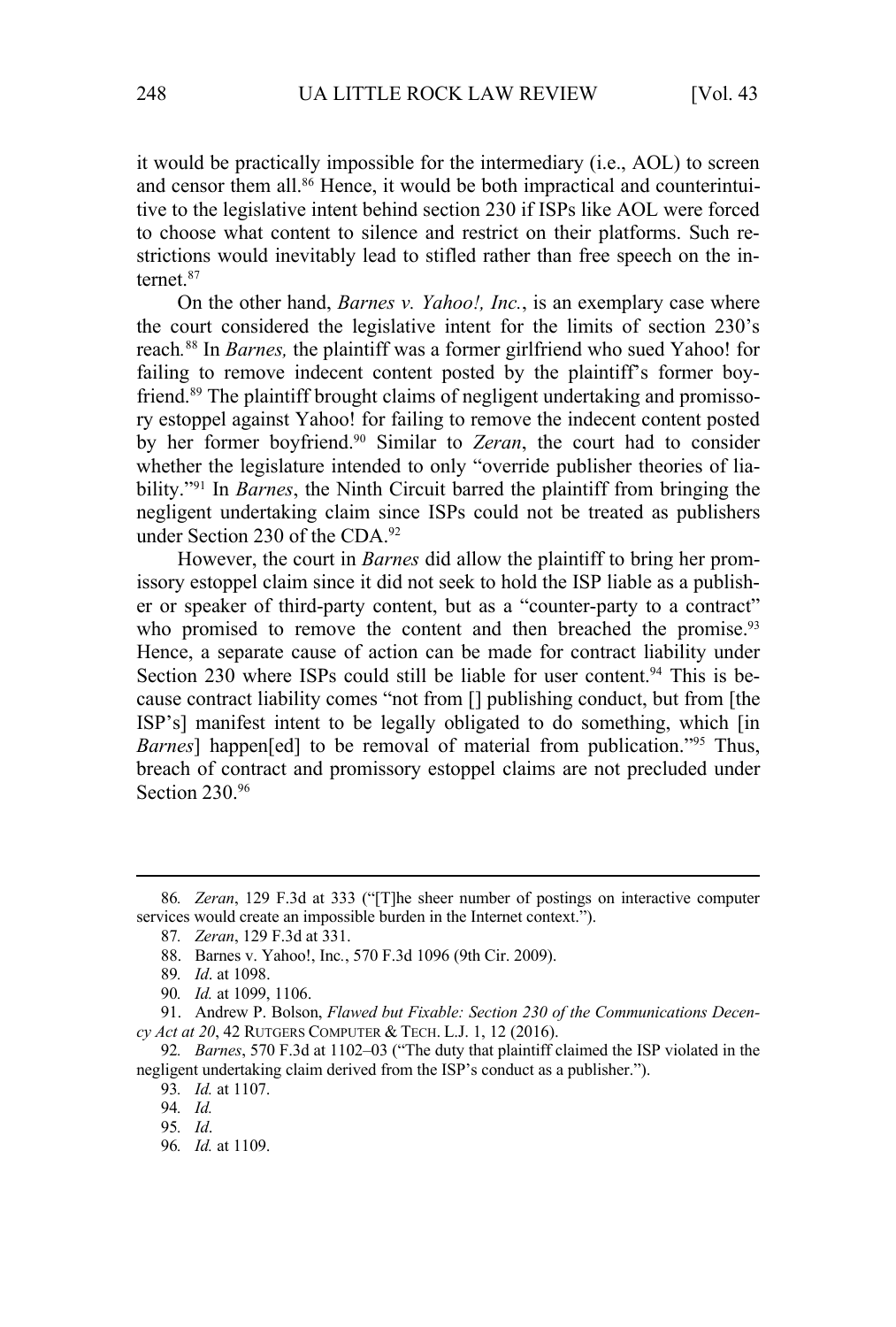it would be practically impossible for the intermediary (i.e., AOL) to screen and censor them all.[86] Hence, it would be both impractical and counterintuitive to the legislative intent behind section 230 if ISPs like AOL were forced to choose what content to silence and restrict on their platforms. Such restrictions would inevitably lead to stifled rather than free speech on the internet.[87]

On the other hand, *Barnes v. Yahoo!, Inc.*, is an exemplary case where the court considered the legislative intent for the limits of section 230's reach.[88] In *Barnes,* the plaintiff was a former girlfriend who sued Yahoo! for failing to remove indecent content posted by the plaintiff's former boyfriend.[89] The plaintiff brought claims of negligent undertaking and promissory estoppel against Yahoo! for failing to remove the indecent content posted by her former boyfriend.[90] Similar to *Zeran*, the court had to consider whether the legislature intended to only "override publisher theories of liability."[91] In *Barnes*, the Ninth Circuit barred the plaintiff from bringing the negligent undertaking claim since ISPs could not be treated as publishers under Section 230 of the CDA.[92]

However, the court in *Barnes* did allow the plaintiff to bring her promissory estoppel claim since it did not seek to hold the ISP liable as a publisher or speaker of third-party content, but as a "counter-party to a contract" who promised to remove the content and then breached the promise.[93] Hence, a separate cause of action can be made for contract liability under Section 230 where ISPs could still be liable for user content.[94] This is because contract liability comes "not from [] publishing conduct, but from [the ISP's] manifest intent to be legally obligated to do something, which [in *Barnes*] happen[ed] to be removal of material from publication."[95] Thus, breach of contract and promissory estoppel claims are not precluded under Section 230.[96]

---

86. *Zeran*, 129 F.3d at 333 ("[T]he sheer number of postings on interactive computer services would create an impossible burden in the Internet context.").

87. *Zeran*, 129 F.3d at 331.

88. Barnes v. Yahoo!, Inc., 570 F.3d 1096 (9th Cir. 2009).

89. *Id*. at 1098.

90. *Id.* at 1099, 1106.

91. Andrew P. Bolson, *Flawed but Fixable: Section 230 of the Communications Decency Act at 20*, 42 RUTGERS COMPUTER & TECH. L.J. 1, 12 (2016).

92. *Barnes*, 570 F.3d at 1102–03 ("The duty that plaintiff claimed the ISP violated in the negligent undertaking claim derived from the ISP's conduct as a publisher.").

93. *Id.* at 1107.

94. *Id.*

95. *Id*.

96. *Id.* at 1109.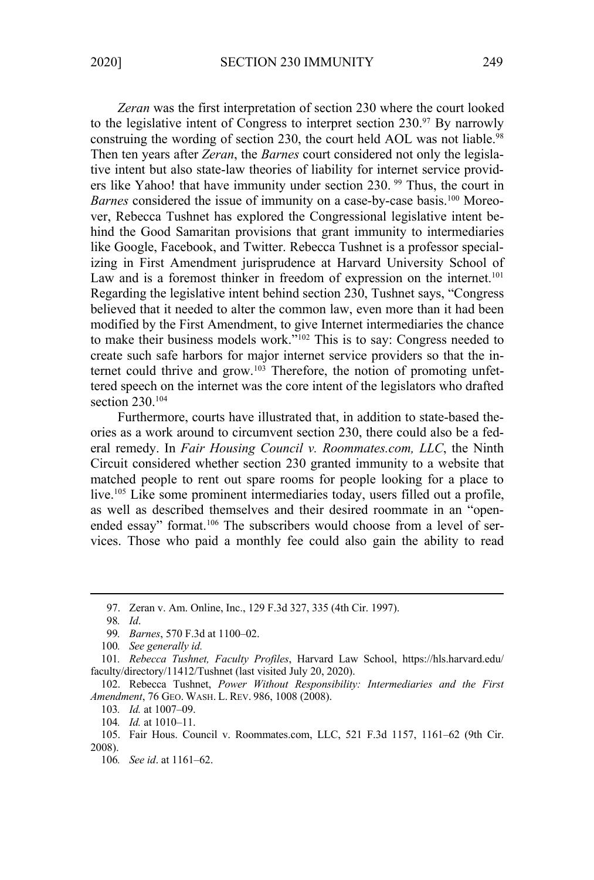*Zeran* was the first interpretation of section 230 where the court looked to the legislative intent of Congress to interpret section 230.[97] By narrowly construing the wording of section 230, the court held AOL was not liable.[98] Then ten years after *Zeran*, the *Barnes* court considered not only the legislative intent but also state-law theories of liability for internet service providers like Yahoo! that have immunity under section 230. [99] Thus, the court in *Barnes* considered the issue of immunity on a case-by-case basis.[100] Moreover, Rebecca Tushnet has explored the Congressional legislative intent behind the Good Samaritan provisions that grant immunity to intermediaries like Google, Facebook, and Twitter. Rebecca Tushnet is a professor specializing in First Amendment jurisprudence at Harvard University School of Law and is a foremost thinker in freedom of expression on the internet.[101] Regarding the legislative intent behind section 230, Tushnet says, "Congress believed that it needed to alter the common law, even more than it had been modified by the First Amendment, to give Internet intermediaries the chance to make their business models work."[102] This is to say: Congress needed to create such safe harbors for major internet service providers so that the internet could thrive and grow.[103] Therefore, the notion of promoting unfettered speech on the internet was the core intent of the legislators who drafted section 230.[104]

Furthermore, courts have illustrated that, in addition to state-based theories as a work around to circumvent section 230, there could also be a federal remedy. In *Fair Housing Council v. Roommates.com, LLC*, the Ninth Circuit considered whether section 230 granted immunity to a website that matched people to rent out spare rooms for people looking for a place to live.[105] Like some prominent intermediaries today, users filled out a profile, as well as described themselves and their desired roommate in an "open-ended essay" format.[106] The subscribers would choose from a level of services. Those who paid a monthly fee could also gain the ability to read

---

97. Zeran v. Am. Online, Inc., 129 F.3d 327, 335 (4th Cir. 1997).

98. *Id*.

99. *Barnes*, 570 F.3d at 1100–02.

100. *See generally id.*

101. *Rebecca Tushnet, Faculty Profiles*, Harvard Law School, https://hls.harvard.edu/faculty/directory/11412/Tushnet (last visited July 20, 2020).

102. Rebecca Tushnet, *Power Without Responsibility: Intermediaries and the First Amendment*, 76 GEO. WASH. L. REV. 986, 1008 (2008).

103. *Id.* at 1007–09.

104. *Id.* at 1010–11.

105. Fair Hous. Council v. Roommates.com, LLC, 521 F.3d 1157, 1161–62 (9th Cir. 2008).

106. *See id*. at 1161–62.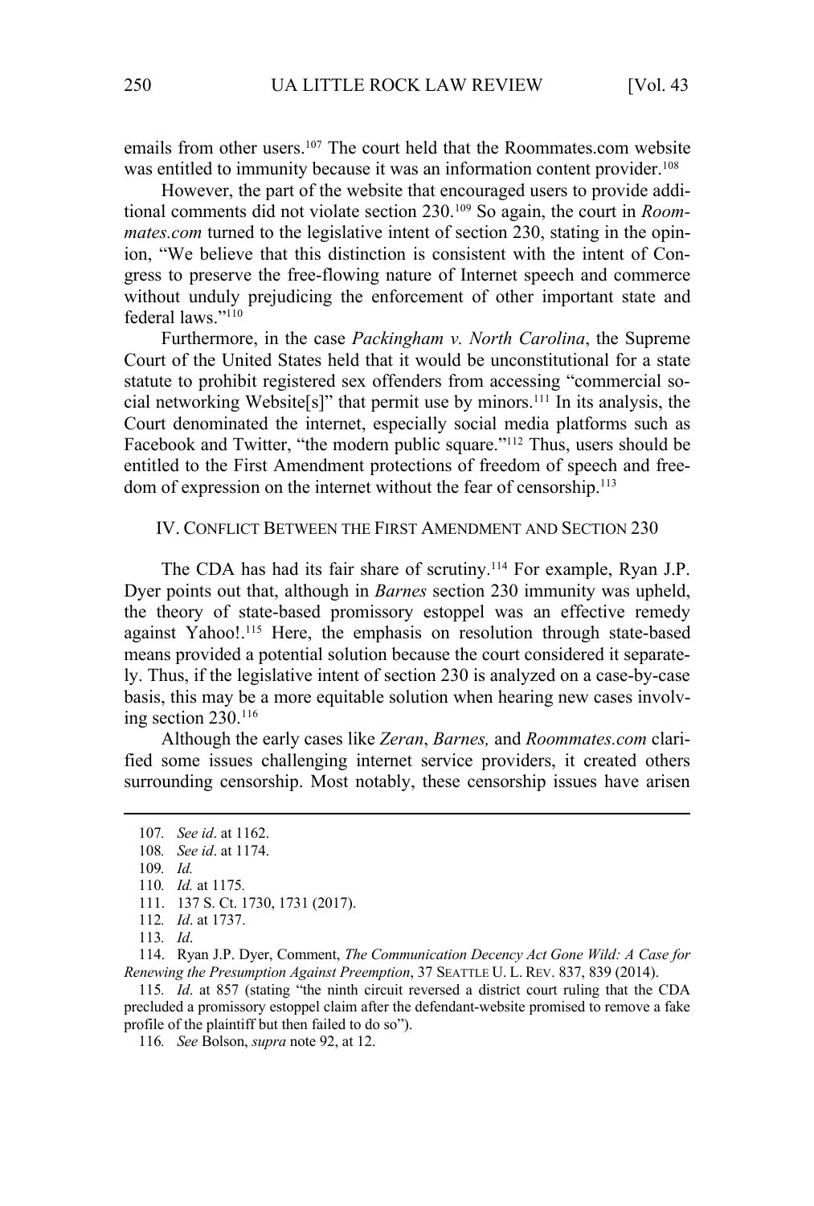emails from other users.[107] The court held that the Roommates.com website was entitled to immunity because it was an information content provider.[108]

However, the part of the website that encouraged users to provide additional comments did not violate section 230.[109] So again, the court in *Roommates.com* turned to the legislative intent of section 230, stating in the opinion, "We believe that this distinction is consistent with the intent of Congress to preserve the free-flowing nature of Internet speech and commerce without unduly prejudicing the enforcement of other important state and federal laws."[110]

Furthermore, in the case *Packingham v. North Carolina*, the Supreme Court of the United States held that it would be unconstitutional for a state statute to prohibit registered sex offenders from accessing "commercial social networking Website[s]" that permit use by minors.[111] In its analysis, the Court denominated the internet, especially social media platforms such as Facebook and Twitter, "the modern public square."[112] Thus, users should be entitled to the First Amendment protections of freedom of speech and freedom of expression on the internet without the fear of censorship.[113]

## IV. CONFLICT BETWEEN THE FIRST AMENDMENT AND SECTION 230

The CDA has had its fair share of scrutiny.[114] For example, Ryan J.P. Dyer points out that, although in *Barnes* section 230 immunity was upheld, the theory of state-based promissory estoppel was an effective remedy against Yahoo!.[115] Here, the emphasis on resolution through state-based means provided a potential solution because the court considered it separately. Thus, if the legislative intent of section 230 is analyzed on a case-by-case basis, this may be a more equitable solution when hearing new cases involving section 230.[116]

Although the early cases like *Zeran*, *Barnes,* and *Roommates.com* clarified some issues challenging internet service providers, it created others surrounding censorship. Most notably, these censorship issues have arisen

---

107. *See id*. at 1162.

108. *See id*. at 1174.

109. *Id.*

110. *Id.* at 1175.

111. 137 S. Ct. 1730, 1731 (2017).

112. *Id*. at 1737.

113. *Id*.

114. Ryan J.P. Dyer, Comment, *The Communication Decency Act Gone Wild: A Case for Renewing the Presumption Against Preemption*, 37 SEATTLE U. L. REV. 837, 839 (2014).

115. *Id*. at 857 (stating "the ninth circuit reversed a district court ruling that the CDA precluded a promissory estoppel claim after the defendant-website promised to remove a fake profile of the plaintiff but then failed to do so").

116. *See* Bolson, *supra* note 92, at 12.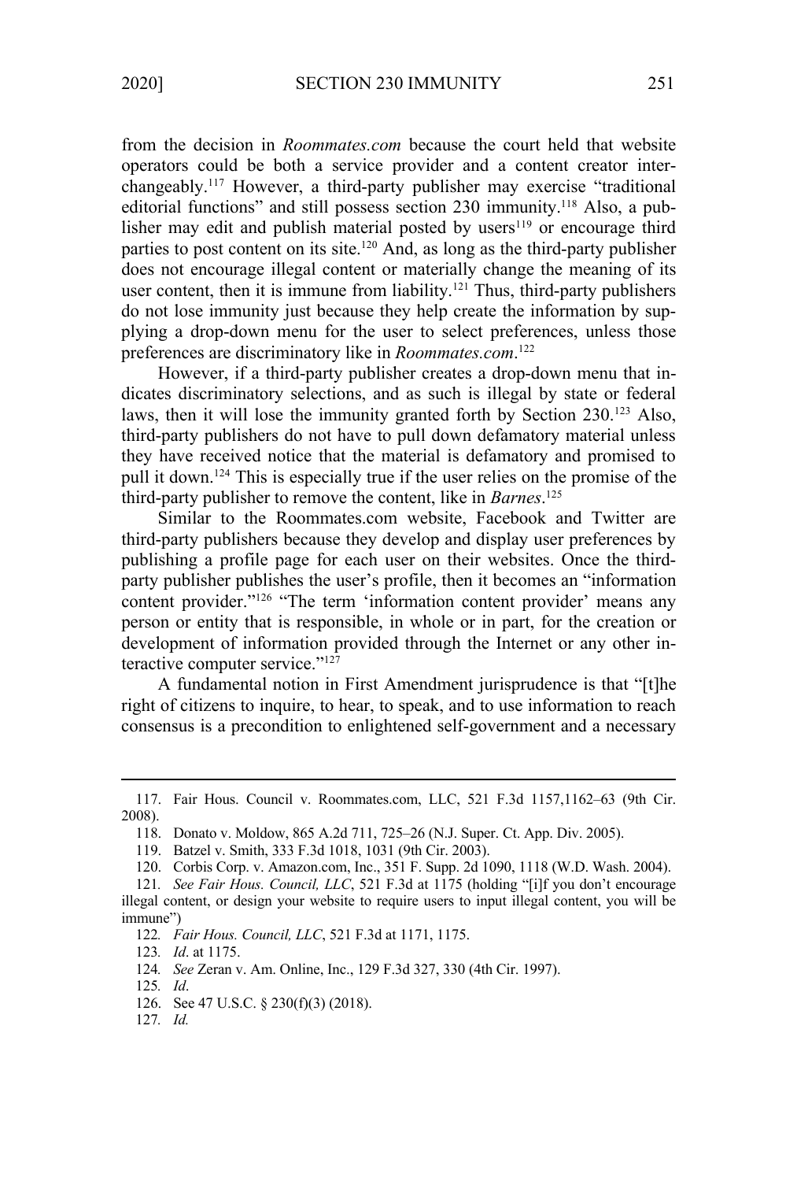from the decision in *Roommates.com* because the court held that website operators could be both a service provider and a content creator interchangeably.[117] However, a third-party publisher may exercise "traditional editorial functions" and still possess section 230 immunity.[118] Also, a publisher may edit and publish material posted by users[119] or encourage third parties to post content on its site.[120] And, as long as the third-party publisher does not encourage illegal content or materially change the meaning of its user content, then it is immune from liability.[121] Thus, third-party publishers do not lose immunity just because they help create the information by supplying a drop-down menu for the user to select preferences, unless those preferences are discriminatory like in *Roommates.com*.[122]

However, if a third-party publisher creates a drop-down menu that indicates discriminatory selections, and as such is illegal by state or federal laws, then it will lose the immunity granted forth by Section 230.[123] Also, third-party publishers do not have to pull down defamatory material unless they have received notice that the material is defamatory and promised to pull it down.[124] This is especially true if the user relies on the promise of the third-party publisher to remove the content, like in *Barnes*.[125]

Similar to the Roommates.com website, Facebook and Twitter are third-party publishers because they develop and display user preferences by publishing a profile page for each user on their websites. Once the third-party publisher publishes the user's profile, then it becomes an "information content provider."[126] "The term 'information content provider' means any person or entity that is responsible, in whole or in part, for the creation or development of information provided through the Internet or any other interactive computer service."[127]

A fundamental notion in First Amendment jurisprudence is that "[t]he right of citizens to inquire, to hear, to speak, and to use information to reach consensus is a precondition to enlightened self-government and a necessary

---

117. Fair Hous. Council v. Roommates.com, LLC, 521 F.3d 1157,1162–63 (9th Cir. 2008).

118. Donato v. Moldow, 865 A.2d 711, 725–26 (N.J. Super. Ct. App. Div. 2005).

119. Batzel v. Smith, 333 F.3d 1018, 1031 (9th Cir. 2003).

120. Corbis Corp. v. Amazon.com, Inc., 351 F. Supp. 2d 1090, 1118 (W.D. Wash. 2004).

121. *See Fair Hous. Council, LLC*, 521 F.3d at 1175 (holding "[i]f you don't encourage illegal content, or design your website to require users to input illegal content, you will be immune")

122. *Fair Hous. Council, LLC*, 521 F.3d at 1171, 1175.

123. *Id*. at 1175.

124. *See* Zeran v. Am. Online, Inc., 129 F.3d 327, 330 (4th Cir. 1997).

125. *Id*.

126. See 47 U.S.C. § 230(f)(3) (2018).

127. *Id.*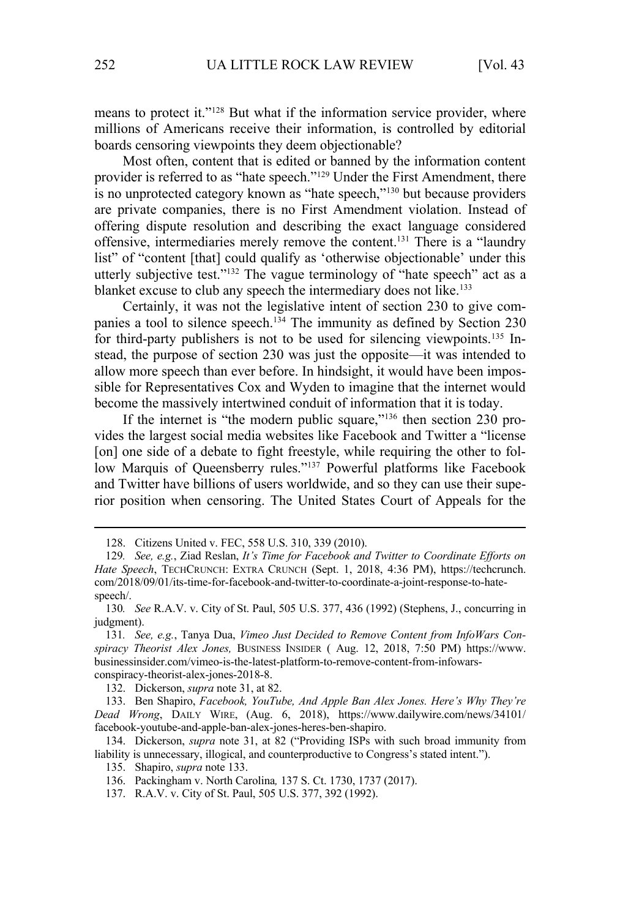means to protect it."[128] But what if the information service provider, where millions of Americans receive their information, is controlled by editorial boards censoring viewpoints they deem objectionable?

Most often, content that is edited or banned by the information content provider is referred to as "hate speech."[129] Under the First Amendment, there is no unprotected category known as "hate speech,"[130] but because providers are private companies, there is no First Amendment violation. Instead of offering dispute resolution and describing the exact language considered offensive, intermediaries merely remove the content.[131] There is a "laundry list" of "content [that] could qualify as 'otherwise objectionable' under this utterly subjective test."[132] The vague terminology of "hate speech" act as a blanket excuse to club any speech the intermediary does not like.[133]

Certainly, it was not the legislative intent of section 230 to give companies a tool to silence speech.[134] The immunity as defined by Section 230 for third-party publishers is not to be used for silencing viewpoints.[135] Instead, the purpose of section 230 was just the opposite—it was intended to allow more speech than ever before. In hindsight, it would have been impossible for Representatives Cox and Wyden to imagine that the internet would become the massively intertwined conduit of information that it is today.

If the internet is "the modern public square,"[136] then section 230 provides the largest social media websites like Facebook and Twitter a "license [on] one side of a debate to fight freestyle, while requiring the other to follow Marquis of Queensberry rules."[137] Powerful platforms like Facebook and Twitter have billions of users worldwide, and so they can use their superior position when censoring. The United States Court of Appeals for the

---

128. Citizens United v. FEC, 558 U.S. 310, 339 (2010).

129. *See, e.g.*, Ziad Reslan, *It's Time for Facebook and Twitter to Coordinate Efforts on Hate Speech*, TECHCRUNCH: EXTRA CRUNCH (Sept. 1, 2018, 4:36 PM), https://techcrunch.com/2018/09/01/its-time-for-facebook-and-twitter-to-coordinate-a-joint-response-to-hate-speech/.

130. *See* R.A.V. v. City of St. Paul, 505 U.S. 377, 436 (1992) (Stephens, J., concurring in judgment).

131. *See, e.g.*, Tanya Dua, *Vimeo Just Decided to Remove Content from InfoWars Conspiracy Theorist Alex Jones,* BUSINESS INSIDER ( Aug. 12, 2018, 7:50 PM) https://www.businessinsider.com/vimeo-is-the-latest-platform-to-remove-content-from-infowars-conspiracy-theorist-alex-jones-2018-8.

132. Dickerson, *supra* note 31, at 82.

133. Ben Shapiro, *Facebook, YouTube, And Apple Ban Alex Jones. Here's Why They're Dead Wrong*, DAILY WIRE, (Aug. 6, 2018), https://www.dailywire.com/news/34101/facebook-youtube-and-apple-ban-alex-jones-heres-ben-shapiro.

134. Dickerson, *supra* note 31, at 82 ("Providing ISPs with such broad immunity from liability is unnecessary, illogical, and counterproductive to Congress's stated intent.").

135. Shapiro, *supra* note 133.

136. Packingham v. North Carolina*,* 137 S. Ct. 1730, 1737 (2017).

137. R.A.V. v. City of St. Paul, 505 U.S. 377, 392 (1992).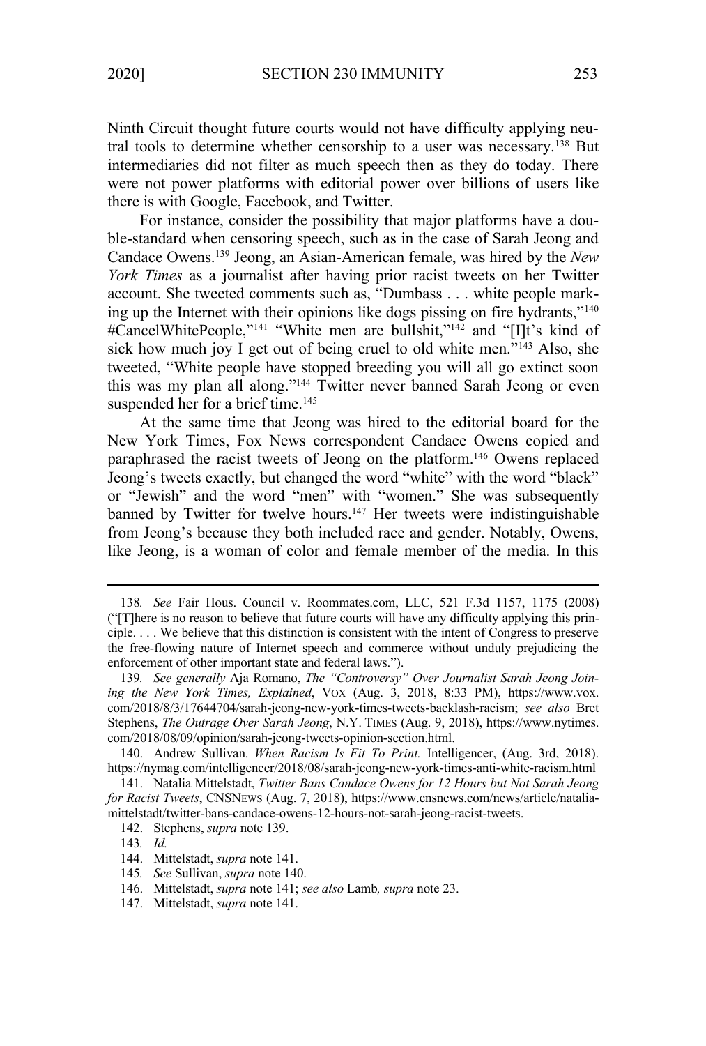Ninth Circuit thought future courts would not have difficulty applying neutral tools to determine whether censorship to a user was necessary.[138] But intermediaries did not filter as much speech then as they do today. There were not power platforms with editorial power over billions of users like there is with Google, Facebook, and Twitter.

For instance, consider the possibility that major platforms have a double-standard when censoring speech, such as in the case of Sarah Jeong and Candace Owens.[139] Jeong, an Asian-American female, was hired by the *New York Times* as a journalist after having prior racist tweets on her Twitter account. She tweeted comments such as, "Dumbass . . . white people marking up the Internet with their opinions like dogs pissing on fire hydrants,"[140] #CancelWhitePeople,"[141] "White men are bullshit,"[142] and "[I]t's kind of sick how much joy I get out of being cruel to old white men."[143] Also, she tweeted, "White people have stopped breeding you will all go extinct soon this was my plan all along."[144] Twitter never banned Sarah Jeong or even suspended her for a brief time.[145]

At the same time that Jeong was hired to the editorial board for the New York Times, Fox News correspondent Candace Owens copied and paraphrased the racist tweets of Jeong on the platform.[146] Owens replaced Jeong's tweets exactly, but changed the word "white" with the word "black" or "Jewish" and the word "men" with "women." She was subsequently banned by Twitter for twelve hours.[147] Her tweets were indistinguishable from Jeong's because they both included race and gender. Notably, Owens, like Jeong, is a woman of color and female member of the media. In this

---

138. *See* Fair Hous. Council v. Roommates.com, LLC, 521 F.3d 1157, 1175 (2008) ("[T]here is no reason to believe that future courts will have any difficulty applying this principle. . . . We believe that this distinction is consistent with the intent of Congress to preserve the free-flowing nature of Internet speech and commerce without unduly prejudicing the enforcement of other important state and federal laws.").

139. *See generally* Aja Romano, *The "Controversy" Over Journalist Sarah Jeong Joining the New York Times, Explained*, VOX (Aug. 3, 2018, 8:33 PM), https://www.vox.com/2018/8/3/17644704/sarah-jeong-new-york-times-tweets-backlash-racism; *see also* Bret Stephens, *The Outrage Over Sarah Jeong*, N.Y. TIMES (Aug. 9, 2018), https://www.nytimes.com/2018/08/09/opinion/sarah-jeong-tweets-opinion-section.html.

140. Andrew Sullivan. *When Racism Is Fit To Print.* Intelligencer, (Aug. 3rd, 2018). https://nymag.com/intelligencer/2018/08/sarah-jeong-new-york-times-anti-white-racism.html

141. Natalia Mittelstadt, *Twitter Bans Candace Owens for 12 Hours but Not Sarah Jeong for Racist Tweets*, CNSNEWS (Aug. 7, 2018), https://www.cnsnews.com/news/article/natalia-mittelstadt/twitter-bans-candace-owens-12-hours-not-sarah-jeong-racist-tweets.

142. Stephens, *supra* note 139.

143. *Id.*

144. Mittelstadt, *supra* note 141.

145. *See* Sullivan, *supra* note 140.

146. Mittelstadt, *supra* note 141; *see also* Lamb*, supra* note 23.

147. Mittelstadt, *supra* note 141.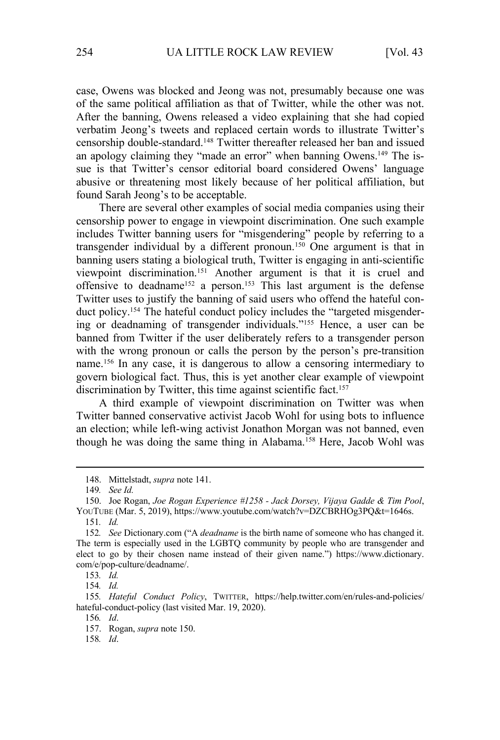case, Owens was blocked and Jeong was not, presumably because one was of the same political affiliation as that of Twitter, while the other was not. After the banning, Owens released a video explaining that she had copied verbatim Jeong's tweets and replaced certain words to illustrate Twitter's censorship double-standard.[148] Twitter thereafter released her ban and issued an apology claiming they "made an error" when banning Owens.[149] The issue is that Twitter's censor editorial board considered Owens' language abusive or threatening most likely because of her political affiliation, but found Sarah Jeong's to be acceptable.

There are several other examples of social media companies using their censorship power to engage in viewpoint discrimination. One such example includes Twitter banning users for "misgendering" people by referring to a transgender individual by a different pronoun.[150] One argument is that in banning users stating a biological truth, Twitter is engaging in anti-scientific viewpoint discrimination.[151] Another argument is that it is cruel and offensive to deadname[152] a person.[153] This last argument is the defense Twitter uses to justify the banning of said users who offend the hateful conduct policy.[154] The hateful conduct policy includes the "targeted misgendering or deadnaming of transgender individuals."[155] Hence, a user can be banned from Twitter if the user deliberately refers to a transgender person with the wrong pronoun or calls the person by the person's pre-transition name.[156] In any case, it is dangerous to allow a censoring intermediary to govern biological fact. Thus, this is yet another clear example of viewpoint discrimination by Twitter, this time against scientific fact.[157]

A third example of viewpoint discrimination on Twitter was when Twitter banned conservative activist Jacob Wohl for using bots to influence an election; while left-wing activist Jonathon Morgan was not banned, even though he was doing the same thing in Alabama.[158] Here, Jacob Wohl was

---

148. Mittelstadt, *supra* note 141.

149. *See Id.*

150. Joe Rogan, *Joe Rogan Experience #1258 - Jack Dorsey, Vijaya Gadde & Tim Pool*, YOUTUBE (Mar. 5, 2019), https://www.youtube.com/watch?v=DZCBRHOg3PQ&t=1646s.

151. *Id.*

152. *See* Dictionary.com ("A *deadname* is the birth name of someone who has changed it. The term is especially used in the LGBTQ community by people who are transgender and elect to go by their chosen name instead of their given name.") https://www.dictionary.com/e/pop-culture/deadname/.

153. *Id.*

154. *Id.*

155. *Hateful Conduct Policy*, TWITTER, https://help.twitter.com/en/rules-and-policies/hateful-conduct-policy (last visited Mar. 19, 2020).

156. *Id*.

157. Rogan, *supra* note 150.

158. *Id*.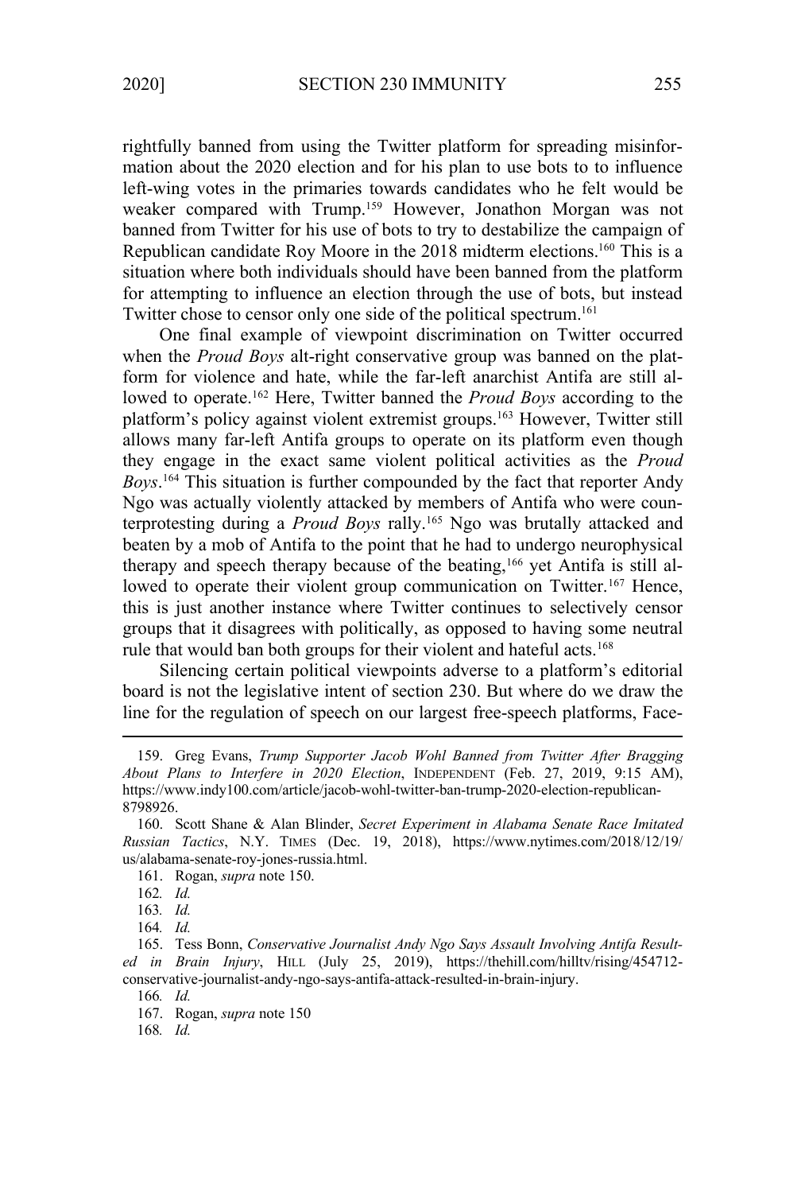rightfully banned from using the Twitter platform for spreading misinformation about the 2020 election and for his plan to use bots to to influence left-wing votes in the primaries towards candidates who he felt would be weaker compared with Trump.[159] However, Jonathon Morgan was not banned from Twitter for his use of bots to try to destabilize the campaign of Republican candidate Roy Moore in the 2018 midterm elections.[160] This is a situation where both individuals should have been banned from the platform for attempting to influence an election through the use of bots, but instead Twitter chose to censor only one side of the political spectrum.[161]

One final example of viewpoint discrimination on Twitter occurred when the *Proud Boys* alt-right conservative group was banned on the platform for violence and hate, while the far-left anarchist Antifa are still allowed to operate.[162] Here, Twitter banned the *Proud Boys* according to the platform's policy against violent extremist groups.[163] However, Twitter still allows many far-left Antifa groups to operate on its platform even though they engage in the exact same violent political activities as the *Proud Boys*.[164] This situation is further compounded by the fact that reporter Andy Ngo was actually violently attacked by members of Antifa who were counterprotesting during a *Proud Boys* rally.[165] Ngo was brutally attacked and beaten by a mob of Antifa to the point that he had to undergo neurophysical therapy and speech therapy because of the beating,[166] yet Antifa is still allowed to operate their violent group communication on Twitter.[167] Hence, this is just another instance where Twitter continues to selectively censor groups that it disagrees with politically, as opposed to having some neutral rule that would ban both groups for their violent and hateful acts.[168]

Silencing certain political viewpoints adverse to a platform's editorial board is not the legislative intent of section 230. But where do we draw the line for the regulation of speech on our largest free-speech platforms, Face-

---

159. Greg Evans, *Trump Supporter Jacob Wohl Banned from Twitter After Bragging About Plans to Interfere in 2020 Election*, INDEPENDENT (Feb. 27, 2019, 9:15 AM), https://www.indy100.com/article/jacob-wohl-twitter-ban-trump-2020-election-republican-8798926.

160. Scott Shane & Alan Blinder, *Secret Experiment in Alabama Senate Race Imitated Russian Tactics*, N.Y. TIMES (Dec. 19, 2018), https://www.nytimes.com/2018/12/19/us/alabama-senate-roy-jones-russia.html.

161. Rogan, *supra* note 150.

162. *Id.*

163. *Id.*

164. *Id.*

165. Tess Bonn, *Conservative Journalist Andy Ngo Says Assault Involving Antifa Resulted in Brain Injury*, HILL (July 25, 2019), https://thehill.com/hilltv/rising/454712-conservative-journalist-andy-ngo-says-antifa-attack-resulted-in-brain-injury.

166. *Id.*

167. Rogan, *supra* note 150

168. *Id.*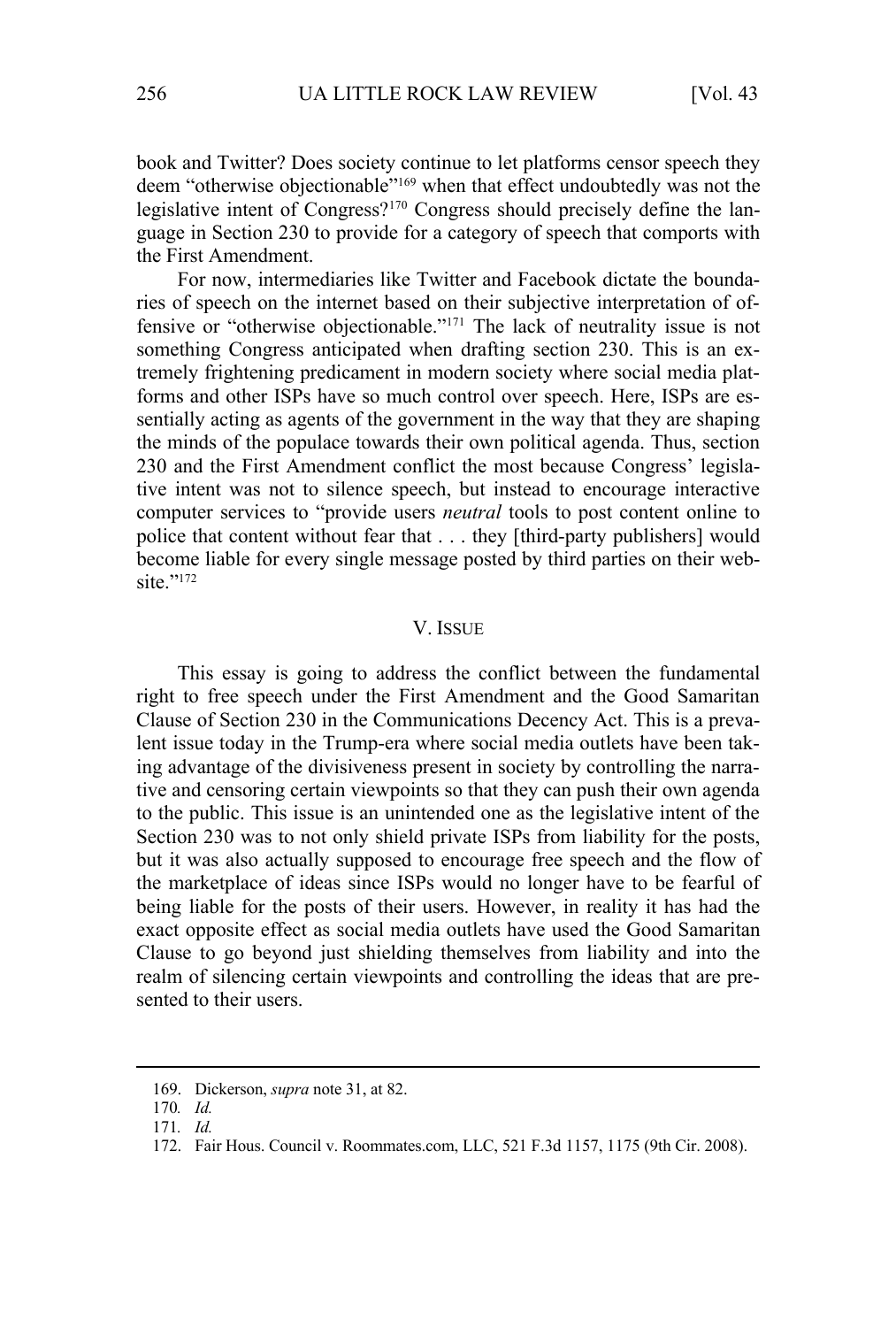book and Twitter? Does society continue to let platforms censor speech they deem "otherwise objectionable"[169] when that effect undoubtedly was not the legislative intent of Congress?[170] Congress should precisely define the language in Section 230 to provide for a category of speech that comports with the First Amendment.

For now, intermediaries like Twitter and Facebook dictate the boundaries of speech on the internet based on their subjective interpretation of offensive or "otherwise objectionable."[171] The lack of neutrality issue is not something Congress anticipated when drafting section 230. This is an extremely frightening predicament in modern society where social media platforms and other ISPs have so much control over speech. Here, ISPs are essentially acting as agents of the government in the way that they are shaping the minds of the populace towards their own political agenda. Thus, section 230 and the First Amendment conflict the most because Congress' legislative intent was not to silence speech, but instead to encourage interactive computer services to "provide users *neutral* tools to post content online to police that content without fear that . . . they [third-party publishers] would become liable for every single message posted by third parties on their website."[172]

## V. ISSUE

This essay is going to address the conflict between the fundamental right to free speech under the First Amendment and the Good Samaritan Clause of Section 230 in the Communications Decency Act. This is a prevalent issue today in the Trump-era where social media outlets have been taking advantage of the divisiveness present in society by controlling the narrative and censoring certain viewpoints so that they can push their own agenda to the public. This issue is an unintended one as the legislative intent of the Section 230 was to not only shield private ISPs from liability for the posts, but it was also actually supposed to encourage free speech and the flow of the marketplace of ideas since ISPs would no longer have to be fearful of being liable for the posts of their users. However, in reality it has had the exact opposite effect as social media outlets have used the Good Samaritan Clause to go beyond just shielding themselves from liability and into the realm of silencing certain viewpoints and controlling the ideas that are presented to their users.

---

169. Dickerson, *supra* note 31, at 82.

170. *Id.*

171. *Id.*

172. Fair Hous. Council v. Roommates.com, LLC, 521 F.3d 1157, 1175 (9th Cir. 2008).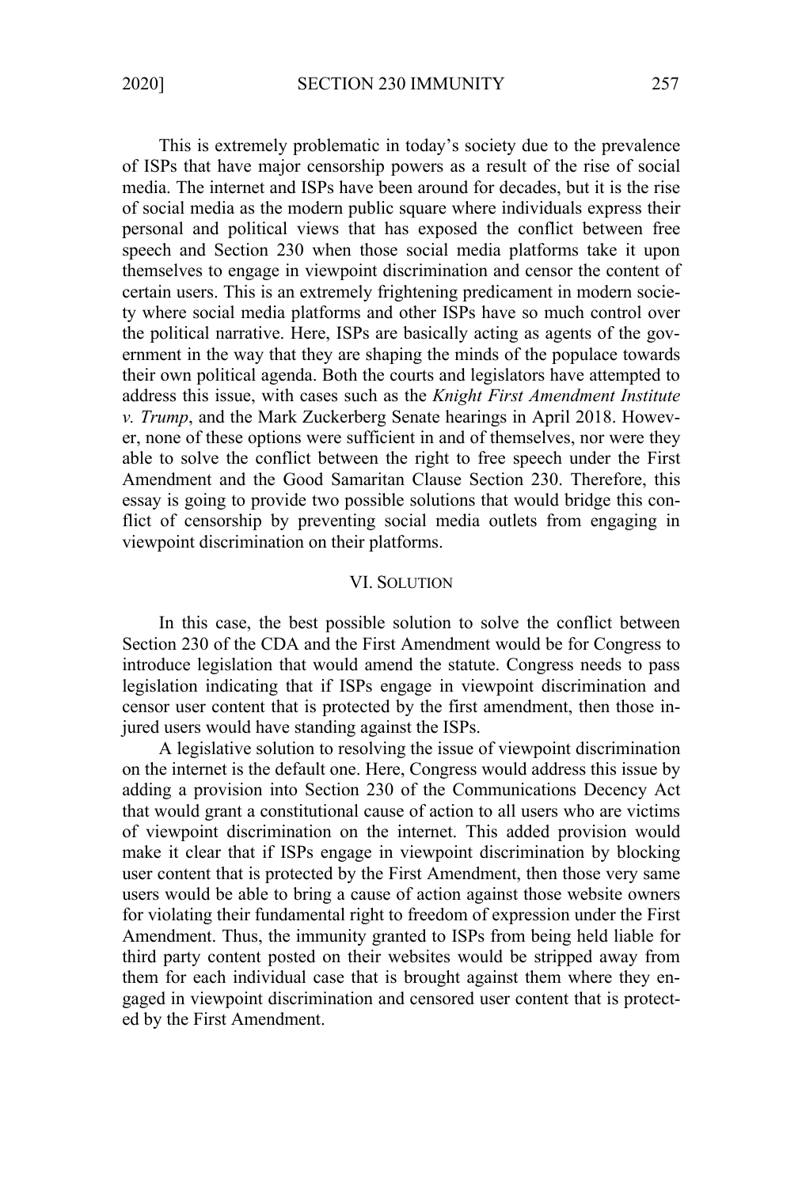This is extremely problematic in today's society due to the prevalence of ISPs that have major censorship powers as a result of the rise of social media. The internet and ISPs have been around for decades, but it is the rise of social media as the modern public square where individuals express their personal and political views that has exposed the conflict between free speech and Section 230 when those social media platforms take it upon themselves to engage in viewpoint discrimination and censor the content of certain users. This is an extremely frightening predicament in modern society where social media platforms and other ISPs have so much control over the political narrative. Here, ISPs are basically acting as agents of the government in the way that they are shaping the minds of the populace towards their own political agenda. Both the courts and legislators have attempted to address this issue, with cases such as the *Knight First Amendment Institute v. Trump*, and the Mark Zuckerberg Senate hearings in April 2018. However, none of these options were sufficient in and of themselves, nor were they able to solve the conflict between the right to free speech under the First Amendment and the Good Samaritan Clause Section 230. Therefore, this essay is going to provide two possible solutions that would bridge this conflict of censorship by preventing social media outlets from engaging in viewpoint discrimination on their platforms.

## VI. Solution

In this case, the best possible solution to solve the conflict between Section 230 of the CDA and the First Amendment would be for Congress to introduce legislation that would amend the statute. Congress needs to pass legislation indicating that if ISPs engage in viewpoint discrimination and censor user content that is protected by the first amendment, then those injured users would have standing against the ISPs.

A legislative solution to resolving the issue of viewpoint discrimination on the internet is the default one. Here, Congress would address this issue by adding a provision into Section 230 of the Communications Decency Act that would grant a constitutional cause of action to all users who are victims of viewpoint discrimination on the internet. This added provision would make it clear that if ISPs engage in viewpoint discrimination by blocking user content that is protected by the First Amendment, then those very same users would be able to bring a cause of action against those website owners for violating their fundamental right to freedom of expression under the First Amendment. Thus, the immunity granted to ISPs from being held liable for third party content posted on their websites would be stripped away from them for each individual case that is brought against them where they engaged in viewpoint discrimination and censored user content that is protected by the First Amendment.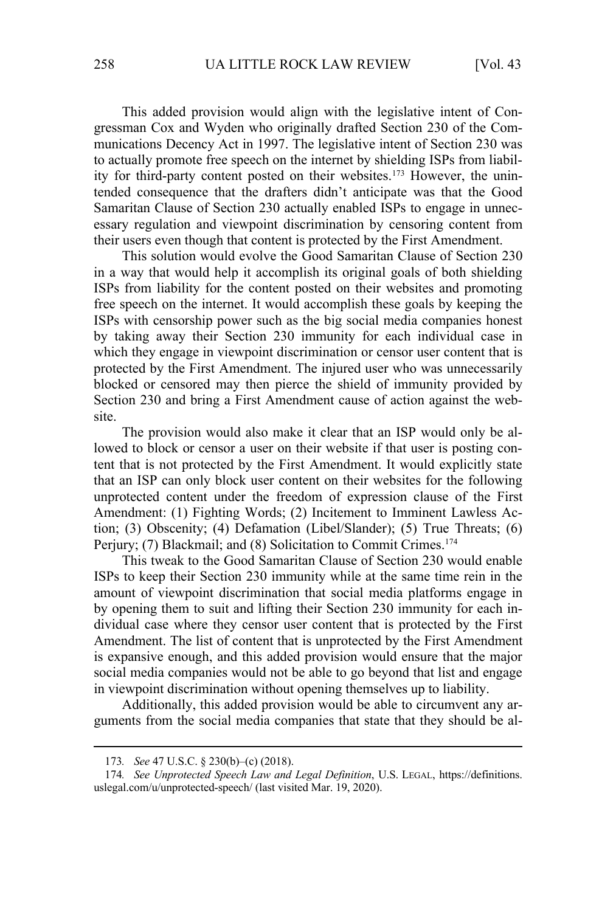This added provision would align with the legislative intent of Congressman Cox and Wyden who originally drafted Section 230 of the Communications Decency Act in 1997. The legislative intent of Section 230 was to actually promote free speech on the internet by shielding ISPs from liability for third-party content posted on their websites.[173] However, the unintended consequence that the drafters didn't anticipate was that the Good Samaritan Clause of Section 230 actually enabled ISPs to engage in unnecessary regulation and viewpoint discrimination by censoring content from their users even though that content is protected by the First Amendment.

This solution would evolve the Good Samaritan Clause of Section 230 in a way that would help it accomplish its original goals of both shielding ISPs from liability for the content posted on their websites and promoting free speech on the internet. It would accomplish these goals by keeping the ISPs with censorship power such as the big social media companies honest by taking away their Section 230 immunity for each individual case in which they engage in viewpoint discrimination or censor user content that is protected by the First Amendment. The injured user who was unnecessarily blocked or censored may then pierce the shield of immunity provided by Section 230 and bring a First Amendment cause of action against the website.

The provision would also make it clear that an ISP would only be allowed to block or censor a user on their website if that user is posting content that is not protected by the First Amendment. It would explicitly state that an ISP can only block user content on their websites for the following unprotected content under the freedom of expression clause of the First Amendment: (1) Fighting Words; (2) Incitement to Imminent Lawless Action; (3) Obscenity; (4) Defamation (Libel/Slander); (5) True Threats; (6) Perjury; (7) Blackmail; and (8) Solicitation to Commit Crimes.[174]

This tweak to the Good Samaritan Clause of Section 230 would enable ISPs to keep their Section 230 immunity while at the same time rein in the amount of viewpoint discrimination that social media platforms engage in by opening them to suit and lifting their Section 230 immunity for each individual case where they censor user content that is protected by the First Amendment. The list of content that is unprotected by the First Amendment is expansive enough, and this added provision would ensure that the major social media companies would not be able to go beyond that list and engage in viewpoint discrimination without opening themselves up to liability.

Additionally, this added provision would be able to circumvent any arguments from the social media companies that state that they should be al-

---

173. *See* 47 U.S.C. § 230(b)–(c) (2018).

174. *See Unprotected Speech Law and Legal Definition*, U.S. LEGAL, https://definitions.uslegal.com/u/unprotected-speech/ (last visited Mar. 19, 2020).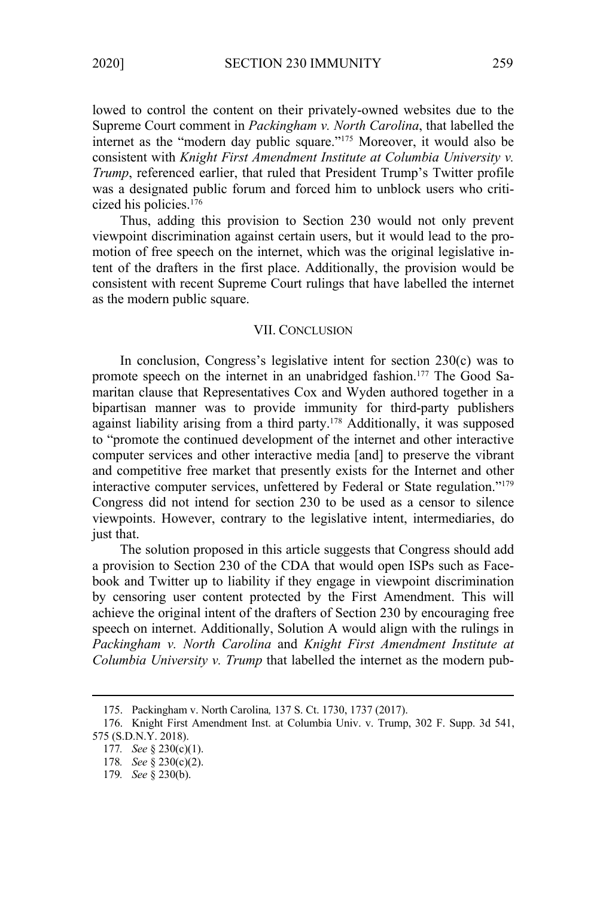lowed to control the content on their privately-owned websites due to the Supreme Court comment in *Packingham v. North Carolina*, that labelled the internet as the "modern day public square."[175] Moreover, it would also be consistent with *Knight First Amendment Institute at Columbia University v. Trump*, referenced earlier, that ruled that President Trump's Twitter profile was a designated public forum and forced him to unblock users who criticized his policies.[176]

Thus, adding this provision to Section 230 would not only prevent viewpoint discrimination against certain users, but it would lead to the promotion of free speech on the internet, which was the original legislative intent of the drafters in the first place. Additionally, the provision would be consistent with recent Supreme Court rulings that have labelled the internet as the modern public square.

## VII. CONCLUSION

In conclusion, Congress's legislative intent for section 230(c) was to promote speech on the internet in an unabridged fashion.[177] The Good Samaritan clause that Representatives Cox and Wyden authored together in a bipartisan manner was to provide immunity for third-party publishers against liability arising from a third party.[178] Additionally, it was supposed to "promote the continued development of the internet and other interactive computer services and other interactive media [and] to preserve the vibrant and competitive free market that presently exists for the Internet and other interactive computer services, unfettered by Federal or State regulation."[179] Congress did not intend for section 230 to be used as a censor to silence viewpoints. However, contrary to the legislative intent, intermediaries, do just that.

The solution proposed in this article suggests that Congress should add a provision to Section 230 of the CDA that would open ISPs such as Facebook and Twitter up to liability if they engage in viewpoint discrimination by censoring user content protected by the First Amendment. This will achieve the original intent of the drafters of Section 230 by encouraging free speech on internet. Additionally, Solution A would align with the rulings in *Packingham v. North Carolina* and *Knight First Amendment Institute at Columbia University v. Trump* that labelled the internet as the modern pub-

---

175. Packingham v. North Carolina*,* 137 S. Ct. 1730, 1737 (2017).

176. Knight First Amendment Inst. at Columbia Univ. v. Trump, 302 F. Supp. 3d 541, 575 (S.D.N.Y. 2018).

177*. See* § 230(c)(1).

178*. See* § 230(c)(2).

179*. See* § 230(b).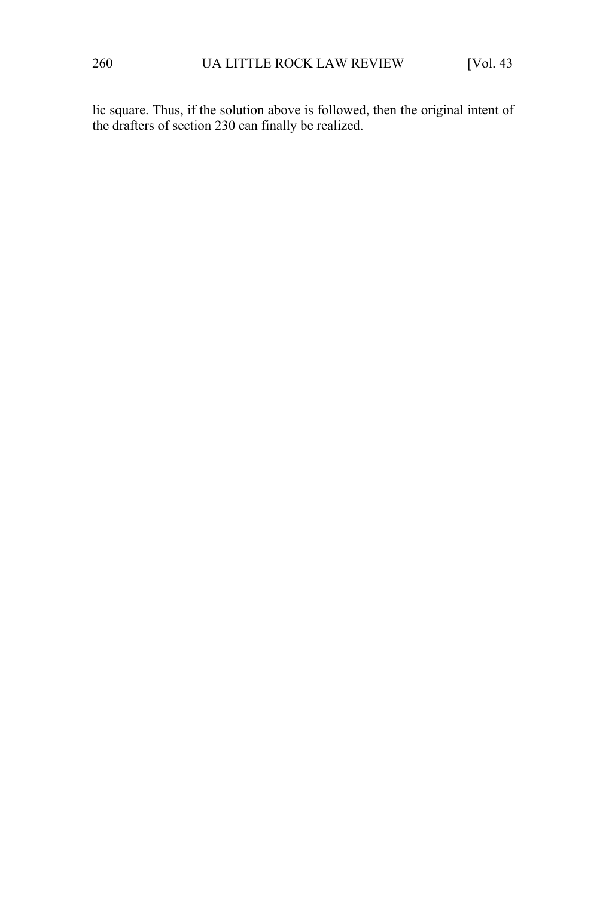lic square. Thus, if the solution above is followed, then the original intent of the drafters of section 230 can finally be realized.